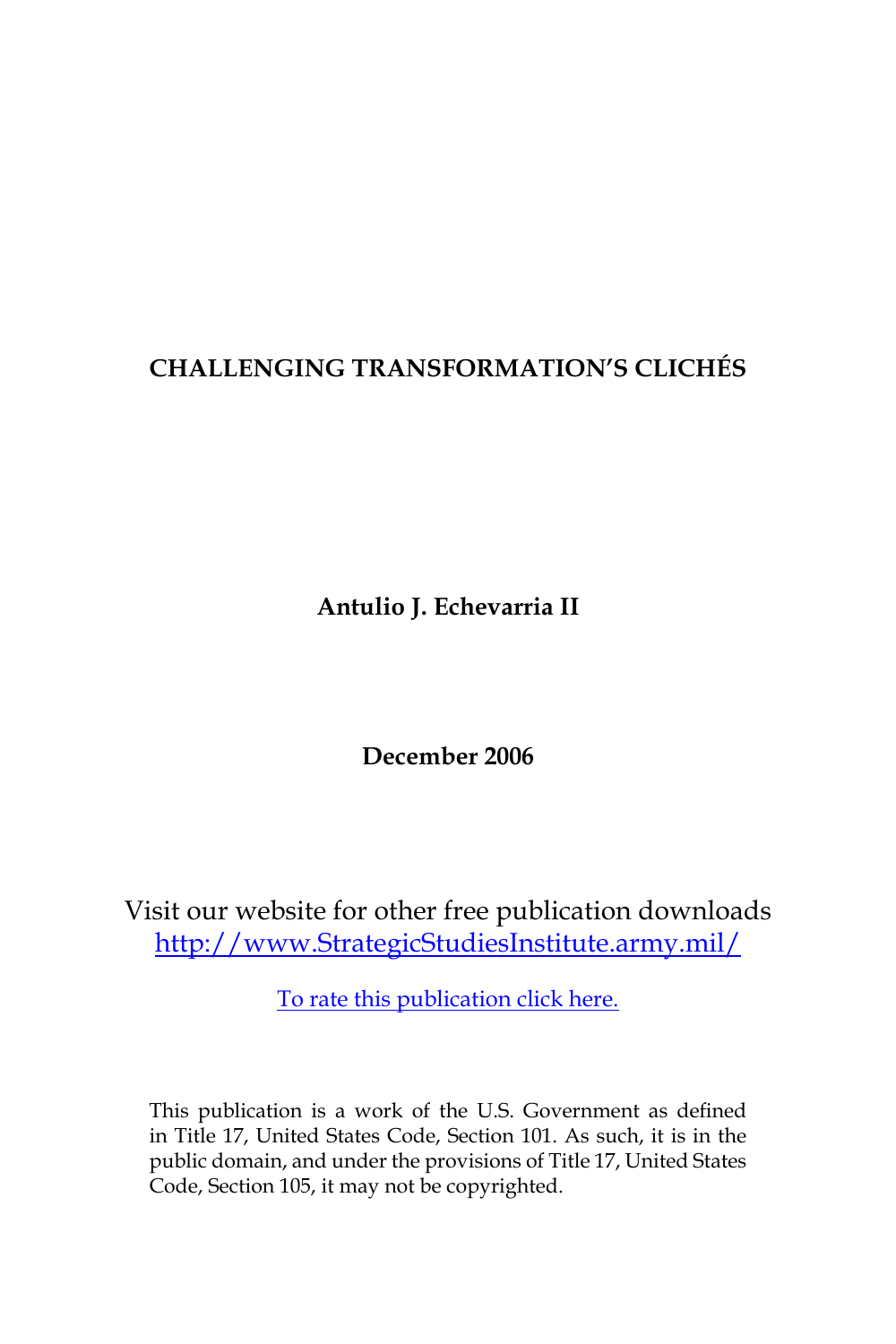# CHALLENGING TRANSFORMATION'S CLICHÉS

**Antulio J. Echevarria II**

**December 2006**

Visit our website for other free publication downloads
http://www.StrategicStudiesInstitute.army.mil/

To rate this publication click here.

This publication is a work of the U.S. Government as defined in Title 17, United States Code, Section 101. As such, it is in the public domain, and under the provisions of Title 17, United States Code, Section 105, it may not be copyrighted.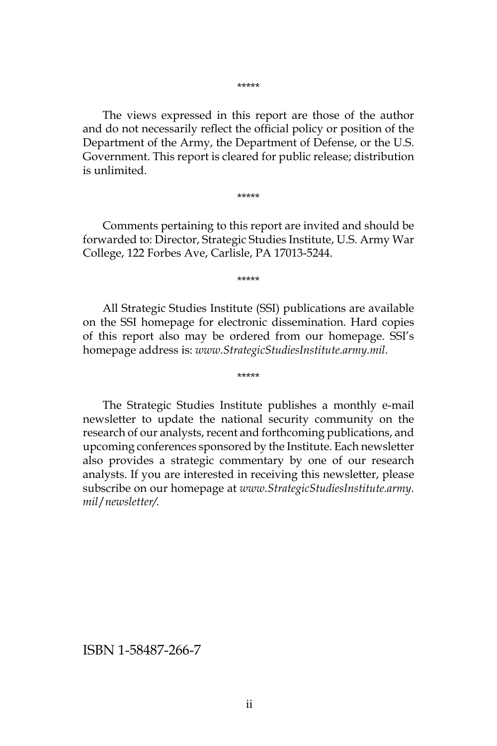*****

The views expressed in this report are those of the author and do not necessarily reflect the official policy or position of the Department of the Army, the Department of Defense, or the U.S. Government. This report is cleared for public release; distribution is unlimited.

*****

Comments pertaining to this report are invited and should be forwarded to: Director, Strategic Studies Institute, U.S. Army War College, 122 Forbes Ave, Carlisle, PA 17013-5244.

*****

All Strategic Studies Institute (SSI) publications are available on the SSI homepage for electronic dissemination. Hard copies of this report also may be ordered from our homepage. SSI's homepage address is: *www.StrategicStudiesInstitute.army.mil*.

*****

The Strategic Studies Institute publishes a monthly e-mail newsletter to update the national security community on the research of our analysts, recent and forthcoming publications, and upcoming conferences sponsored by the Institute. Each newsletter also provides a strategic commentary by one of our research analysts. If you are interested in receiving this newsletter, please subscribe on our homepage at *www.StrategicStudiesInstitute.army.mil/newsletter/.*

ISBN 1-58487-266-7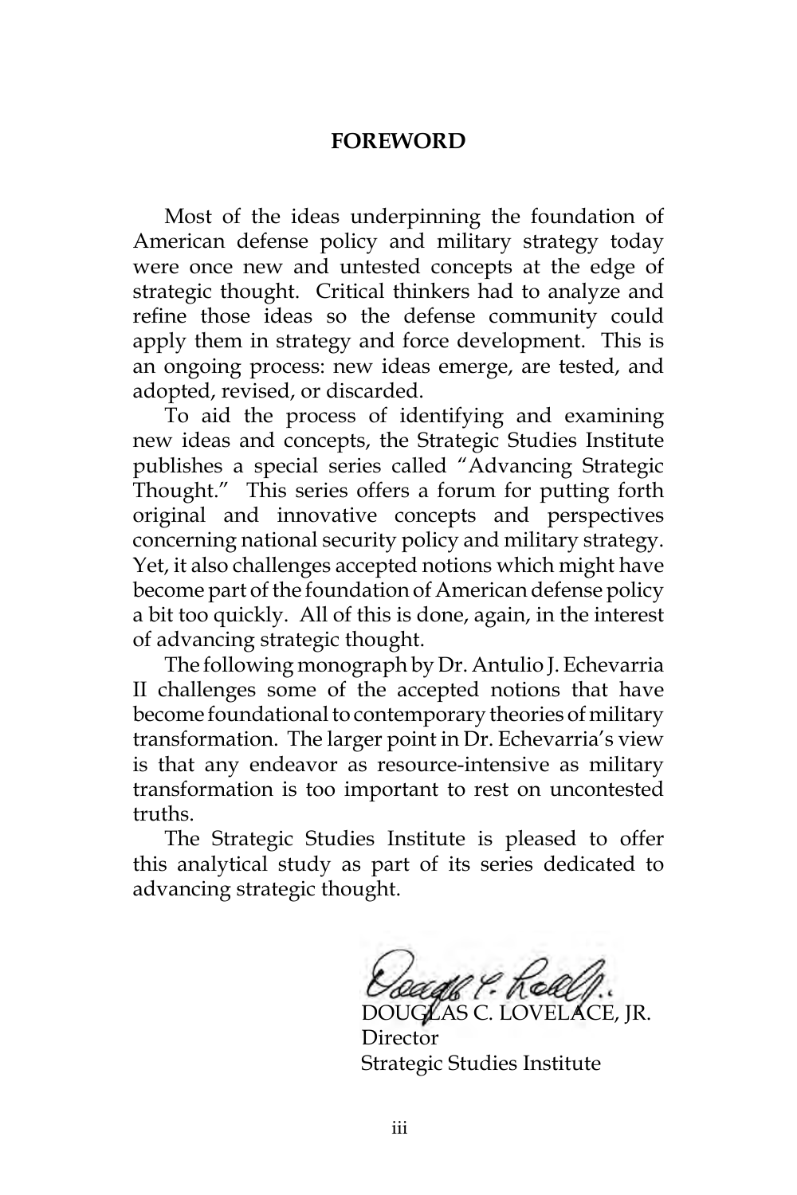## FOREWORD

Most of the ideas underpinning the foundation of American defense policy and military strategy today were once new and untested concepts at the edge of strategic thought. Critical thinkers had to analyze and refine those ideas so the defense community could apply them in strategy and force development. This is an ongoing process: new ideas emerge, are tested, and adopted, revised, or discarded.

To aid the process of identifying and examining new ideas and concepts, the Strategic Studies Institute publishes a special series called "Advancing Strategic Thought." This series offers a forum for putting forth original and innovative concepts and perspectives concerning national security policy and military strategy. Yet, it also challenges accepted notions which might have become part of the foundation of American defense policy a bit too quickly. All of this is done, again, in the interest of advancing strategic thought.

The following monograph by Dr. Antulio J. Echevarria II challenges some of the accepted notions that have become foundational to contemporary theories of military transformation. The larger point in Dr. Echevarria's view is that any endeavor as resource-intensive as military transformation is too important to rest on uncontested truths.

The Strategic Studies Institute is pleased to offer this analytical study as part of its series dedicated to advancing strategic thought.

DOUGLAS C. LOVELACE, JR.
Director
Strategic Studies Institute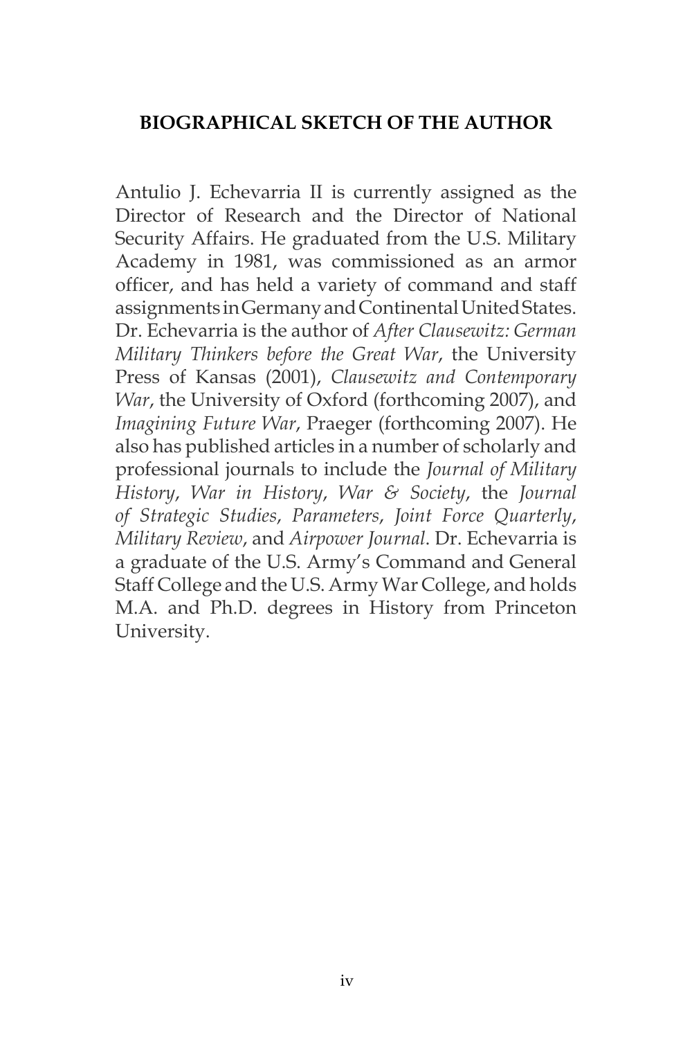## BIOGRAPHICAL SKETCH OF THE AUTHOR

Antulio J. Echevarria II is currently assigned as the Director of Research and the Director of National Security Affairs. He graduated from the U.S. Military Academy in 1981, was commissioned as an armor officer, and has held a variety of command and staff assignments in Germany and Continental United States. Dr. Echevarria is the author of *After Clausewitz: German Military Thinkers before the Great War*, the University Press of Kansas (2001), *Clausewitz and Contemporary War*, the University of Oxford (forthcoming 2007), and *Imagining Future War*, Praeger (forthcoming 2007). He also has published articles in a number of scholarly and professional journals to include the *Journal of Military History*, *War in History*, *War & Society*, the *Journal of Strategic Studies*, *Parameters*, *Joint Force Quarterly*, *Military Review*, and *Airpower Journal*. Dr. Echevarria is a graduate of the U.S. Army's Command and General Staff College and the U.S. Army War College, and holds M.A. and Ph.D. degrees in History from Princeton University.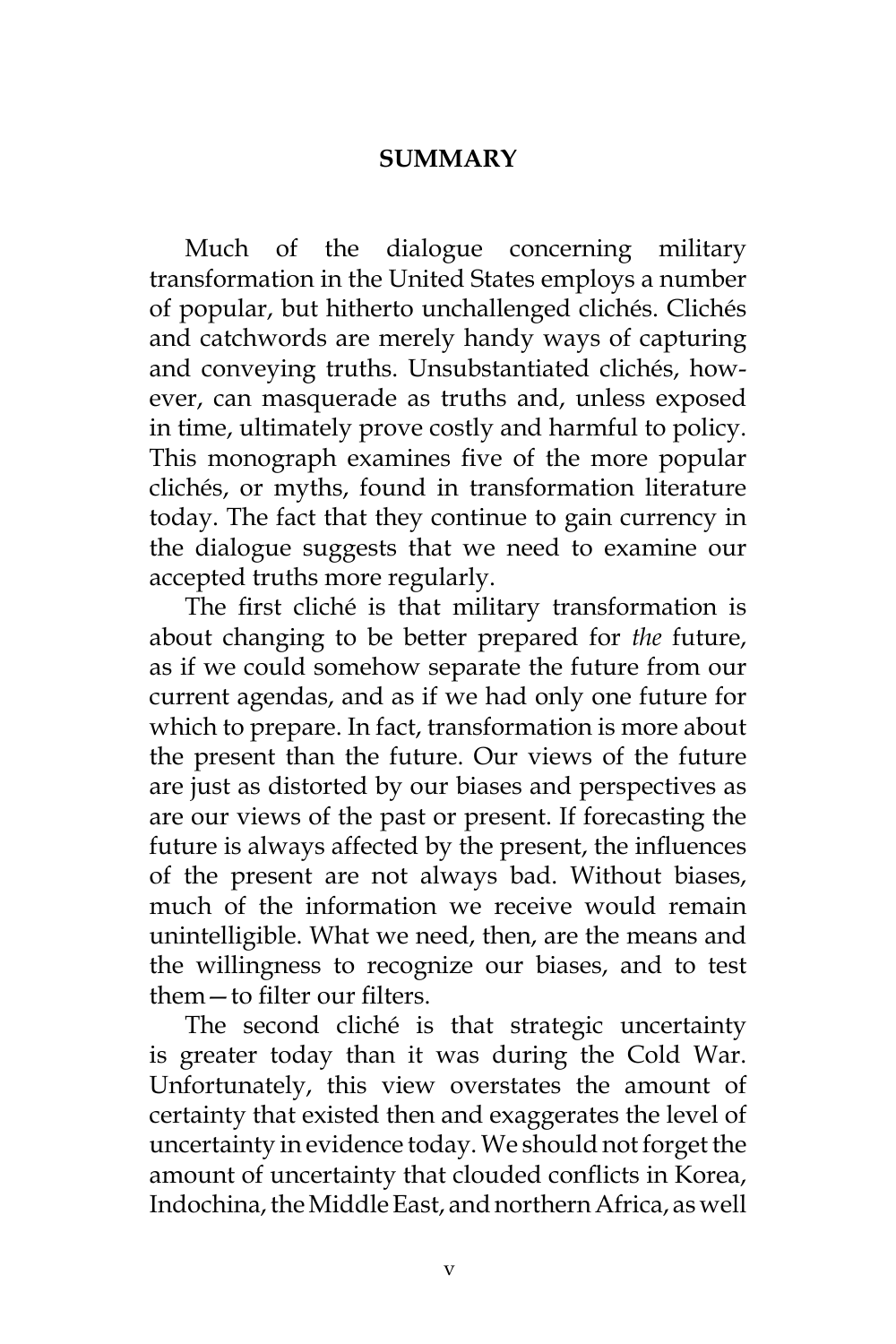# SUMMARY

Much of the dialogue concerning military transformation in the United States employs a number of popular, but hitherto unchallenged clichés. Clichés and catchwords are merely handy ways of capturing and conveying truths. Unsubstantiated clichés, however, can masquerade as truths and, unless exposed in time, ultimately prove costly and harmful to policy. This monograph examines five of the more popular clichés, or myths, found in transformation literature today. The fact that they continue to gain currency in the dialogue suggests that we need to examine our accepted truths more regularly.

The first cliché is that military transformation is about changing to be better prepared for *the* future, as if we could somehow separate the future from our current agendas, and as if we had only one future for which to prepare. In fact, transformation is more about the present than the future. Our views of the future are just as distorted by our biases and perspectives as are our views of the past or present. If forecasting the future is always affected by the present, the influences of the present are not always bad. Without biases, much of the information we receive would remain unintelligible. What we need, then, are the means and the willingness to recognize our biases, and to test them—to filter our filters.

The second cliché is that strategic uncertainty is greater today than it was during the Cold War. Unfortunately, this view overstates the amount of certainty that existed then and exaggerates the level of uncertainty in evidence today. We should not forget the amount of uncertainty that clouded conflicts in Korea, Indochina, the Middle East, and northern Africa, as well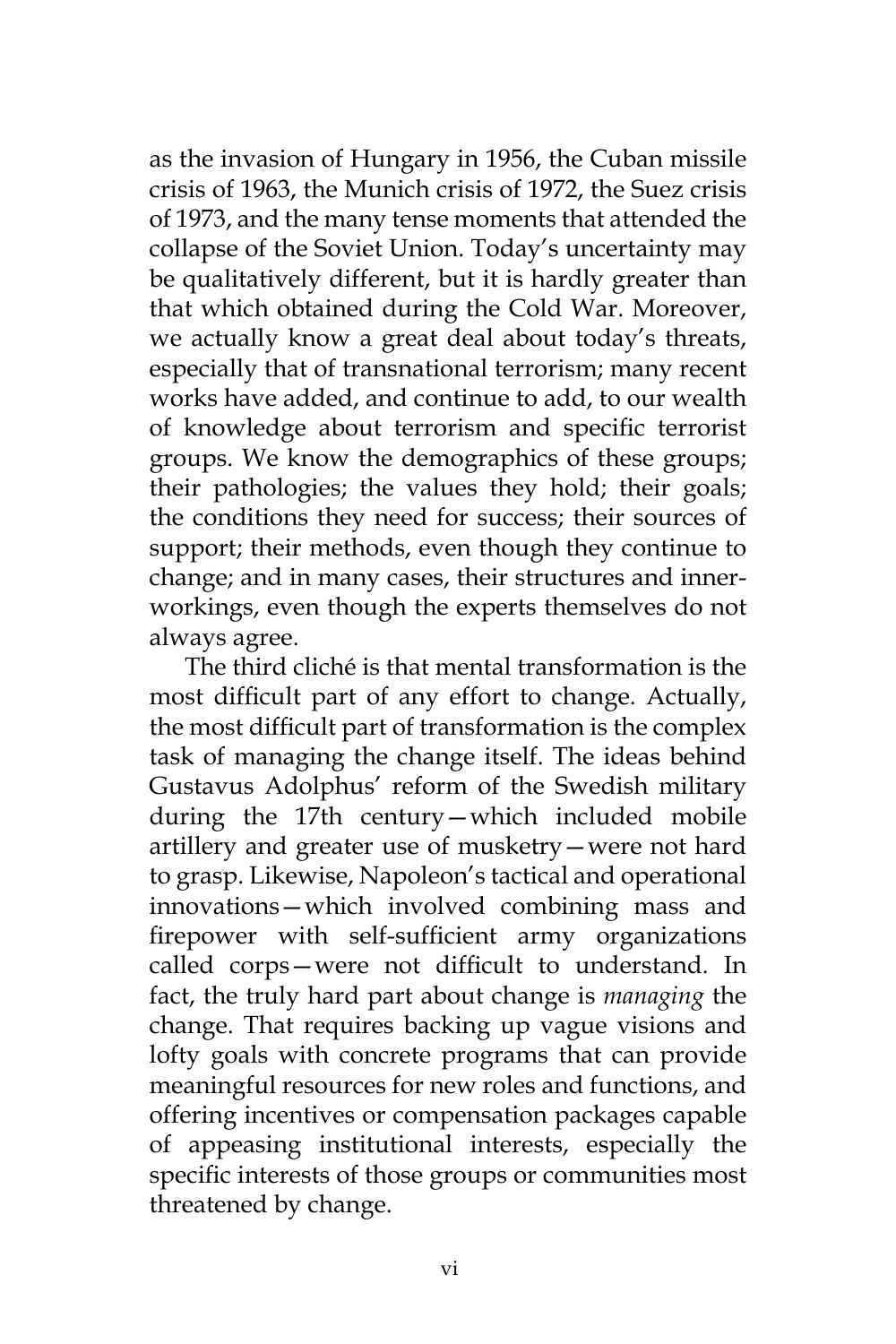as the invasion of Hungary in 1956, the Cuban missile crisis of 1963, the Munich crisis of 1972, the Suez crisis of 1973, and the many tense moments that attended the collapse of the Soviet Union. Today's uncertainty may be qualitatively different, but it is hardly greater than that which obtained during the Cold War. Moreover, we actually know a great deal about today's threats, especially that of transnational terrorism; many recent works have added, and continue to add, to our wealth of knowledge about terrorism and specific terrorist groups. We know the demographics of these groups; their pathologies; the values they hold; their goals; the conditions they need for success; their sources of support; their methods, even though they continue to change; and in many cases, their structures and inner-workings, even though the experts themselves do not always agree.

The third cliché is that mental transformation is the most difficult part of any effort to change. Actually, the most difficult part of transformation is the complex task of managing the change itself. The ideas behind Gustavus Adolphus' reform of the Swedish military during the 17th century—which included mobile artillery and greater use of musketry—were not hard to grasp. Likewise, Napoleon's tactical and operational innovations—which involved combining mass and firepower with self-sufficient army organizations called corps—were not difficult to understand. In fact, the truly hard part about change is *managing* the change. That requires backing up vague visions and lofty goals with concrete programs that can provide meaningful resources for new roles and functions, and offering incentives or compensation packages capable of appeasing institutional interests, especially the specific interests of those groups or communities most threatened by change.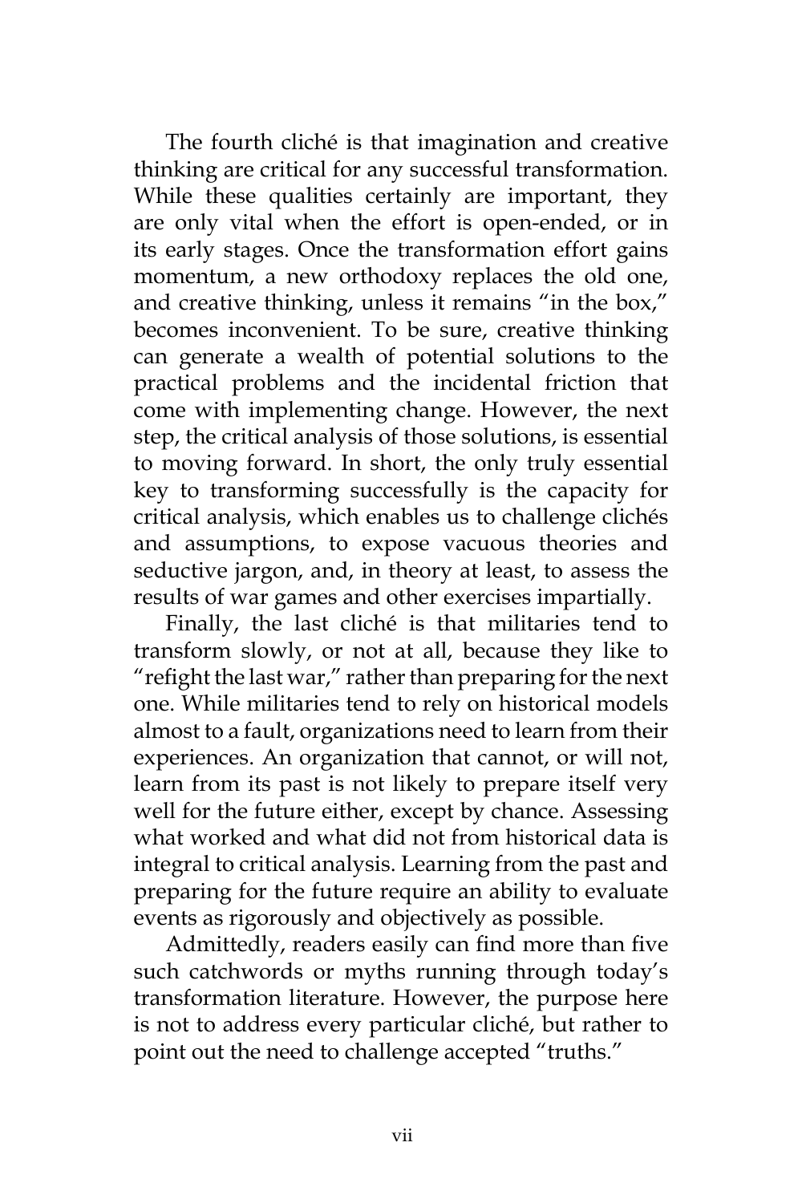The fourth cliché is that imagination and creative thinking are critical for any successful transformation. While these qualities certainly are important, they are only vital when the effort is open-ended, or in its early stages. Once the transformation effort gains momentum, a new orthodoxy replaces the old one, and creative thinking, unless it remains "in the box," becomes inconvenient. To be sure, creative thinking can generate a wealth of potential solutions to the practical problems and the incidental friction that come with implementing change. However, the next step, the critical analysis of those solutions, is essential to moving forward. In short, the only truly essential key to transforming successfully is the capacity for critical analysis, which enables us to challenge clichés and assumptions, to expose vacuous theories and seductive jargon, and, in theory at least, to assess the results of war games and other exercises impartially.

Finally, the last cliché is that militaries tend to transform slowly, or not at all, because they like to "refight the last war," rather than preparing for the next one. While militaries tend to rely on historical models almost to a fault, organizations need to learn from their experiences. An organization that cannot, or will not, learn from its past is not likely to prepare itself very well for the future either, except by chance. Assessing what worked and what did not from historical data is integral to critical analysis. Learning from the past and preparing for the future require an ability to evaluate events as rigorously and objectively as possible.

Admittedly, readers easily can find more than five such catchwords or myths running through today's transformation literature. However, the purpose here is not to address every particular cliché, but rather to point out the need to challenge accepted "truths."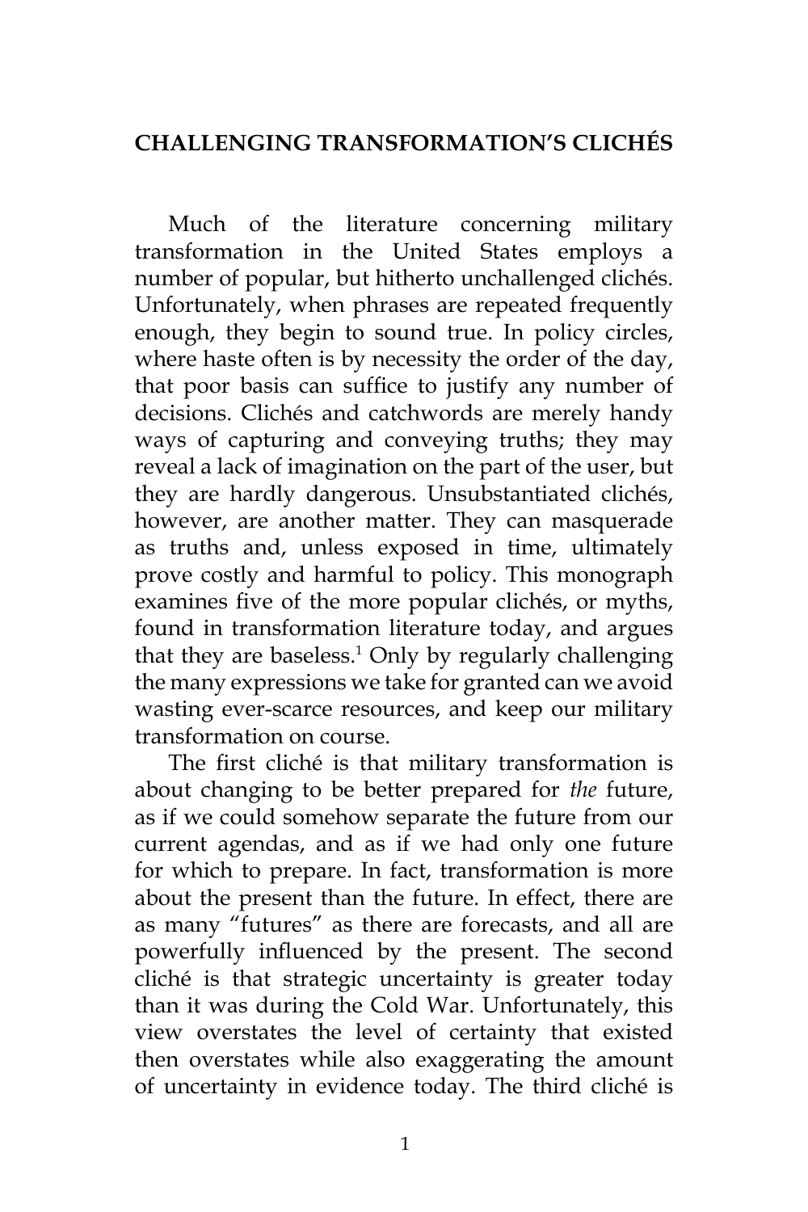# CHALLENGING TRANSFORMATION'S CLICHÉS

Much of the literature concerning military transformation in the United States employs a number of popular, but hitherto unchallenged clichés. Unfortunately, when phrases are repeated frequently enough, they begin to sound true. In policy circles, where haste often is by necessity the order of the day, that poor basis can suffice to justify any number of decisions. Clichés and catchwords are merely handy ways of capturing and conveying truths; they may reveal a lack of imagination on the part of the user, but they are hardly dangerous. Unsubstantiated clichés, however, are another matter. They can masquerade as truths and, unless exposed in time, ultimately prove costly and harmful to policy. This monograph examines five of the more popular clichés, or myths, found in transformation literature today, and argues that they are baseless.[1] Only by regularly challenging the many expressions we take for granted can we avoid wasting ever-scarce resources, and keep our military transformation on course.

The first cliché is that military transformation is about changing to be better prepared for *the* future, as if we could somehow separate the future from our current agendas, and as if we had only one future for which to prepare. In fact, transformation is more about the present than the future. In effect, there are as many "futures" as there are forecasts, and all are powerfully influenced by the present. The second cliché is that strategic uncertainty is greater today than it was during the Cold War. Unfortunately, this view overstates the level of certainty that existed then overstates while also exaggerating the amount of uncertainty in evidence today. The third cliché is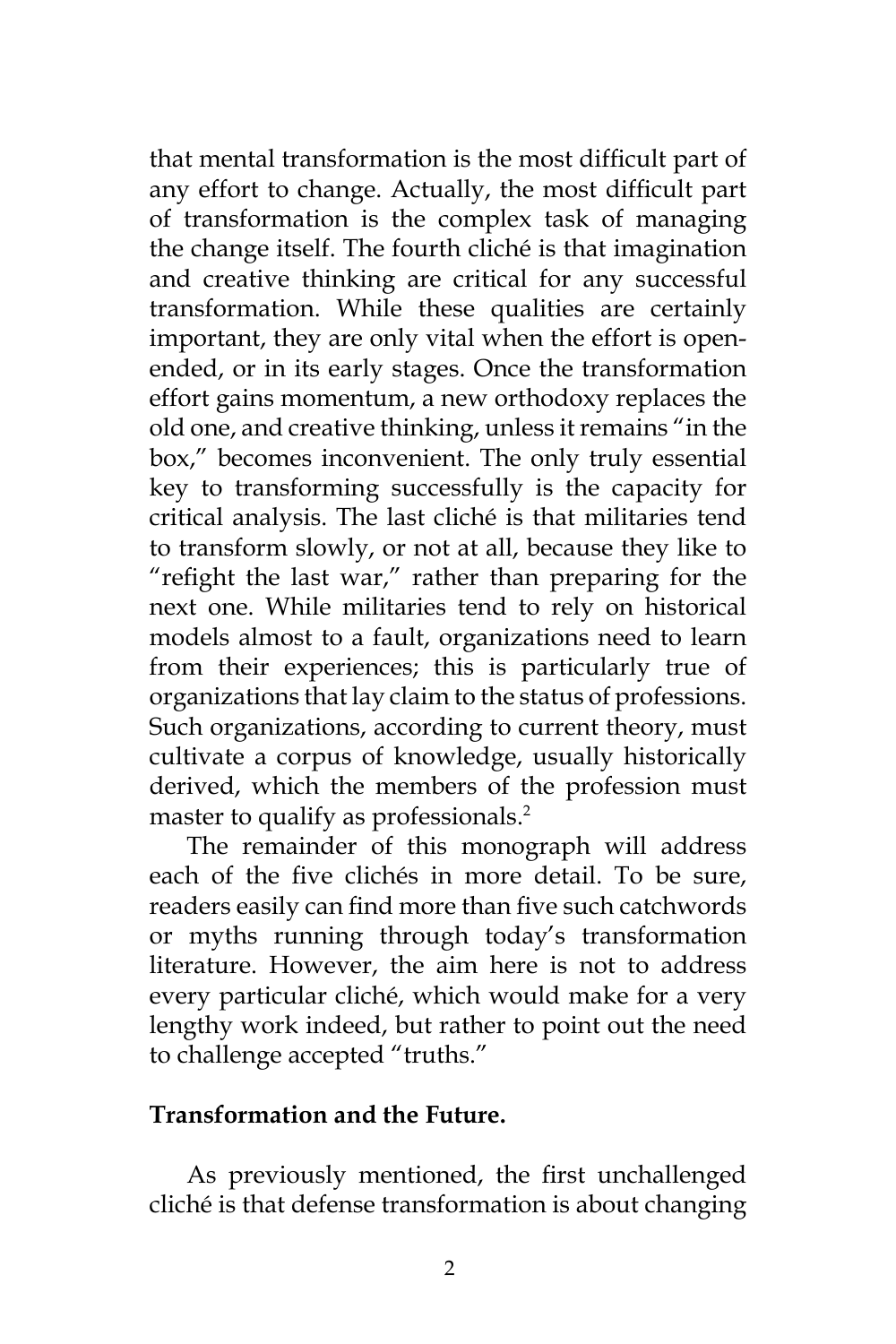that mental transformation is the most difficult part of any effort to change. Actually, the most difficult part of transformation is the complex task of managing the change itself. The fourth cliché is that imagination and creative thinking are critical for any successful transformation. While these qualities are certainly important, they are only vital when the effort is open-ended, or in its early stages. Once the transformation effort gains momentum, a new orthodoxy replaces the old one, and creative thinking, unless it remains "in the box," becomes inconvenient. The only truly essential key to transforming successfully is the capacity for critical analysis. The last cliché is that militaries tend to transform slowly, or not at all, because they like to "refight the last war," rather than preparing for the next one. While militaries tend to rely on historical models almost to a fault, organizations need to learn from their experiences; this is particularly true of organizations that lay claim to the status of professions. Such organizations, according to current theory, must cultivate a corpus of knowledge, usually historically derived, which the members of the profession must master to qualify as professionals.[2]

The remainder of this monograph will address each of the five clichés in more detail. To be sure, readers easily can find more than five such catchwords or myths running through today's transformation literature. However, the aim here is not to address every particular cliché, which would make for a very lengthy work indeed, but rather to point out the need to challenge accepted "truths."

**Transformation and the Future.**

As previously mentioned, the first unchallenged cliché is that defense transformation is about changing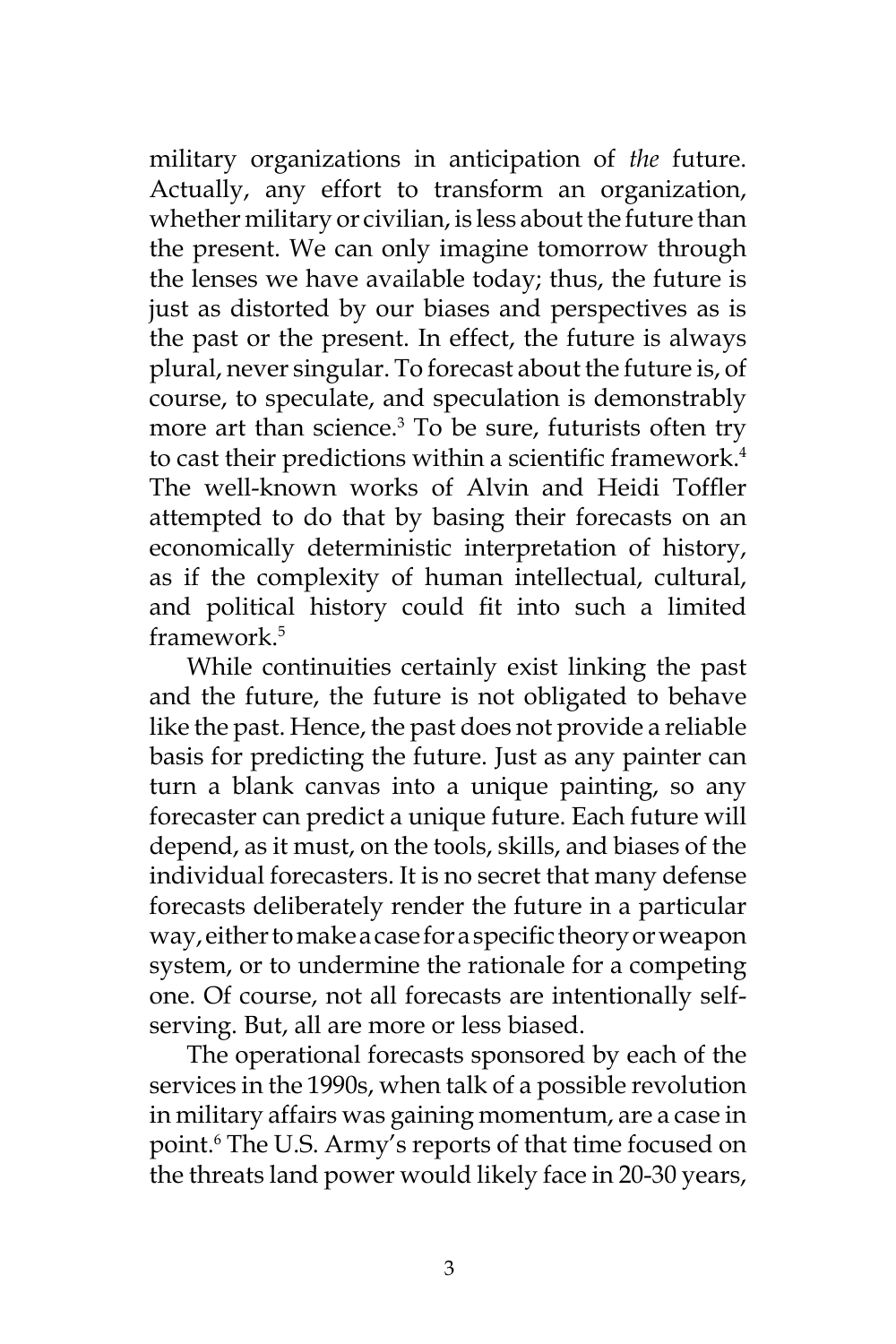military organizations in anticipation of *the* future. Actually, any effort to transform an organization, whether military or civilian, is less about the future than the present. We can only imagine tomorrow through the lenses we have available today; thus, the future is just as distorted by our biases and perspectives as is the past or the present. In effect, the future is always plural, never singular. To forecast about the future is, of course, to speculate, and speculation is demonstrably more art than science.[3] To be sure, futurists often try to cast their predictions within a scientific framework.[4] The well-known works of Alvin and Heidi Toffler attempted to do that by basing their forecasts on an economically deterministic interpretation of history, as if the complexity of human intellectual, cultural, and political history could fit into such a limited framework.[5]

While continuities certainly exist linking the past and the future, the future is not obligated to behave like the past. Hence, the past does not provide a reliable basis for predicting the future. Just as any painter can turn a blank canvas into a unique painting, so any forecaster can predict a unique future. Each future will depend, as it must, on the tools, skills, and biases of the individual forecasters. It is no secret that many defense forecasts deliberately render the future in a particular way, either to make a case for a specific theory or weapon system, or to undermine the rationale for a competing one. Of course, not all forecasts are intentionally self-serving. But, all are more or less biased.

The operational forecasts sponsored by each of the services in the 1990s, when talk of a possible revolution in military affairs was gaining momentum, are a case in point.[6] The U.S. Army's reports of that time focused on the threats land power would likely face in 20-30 years,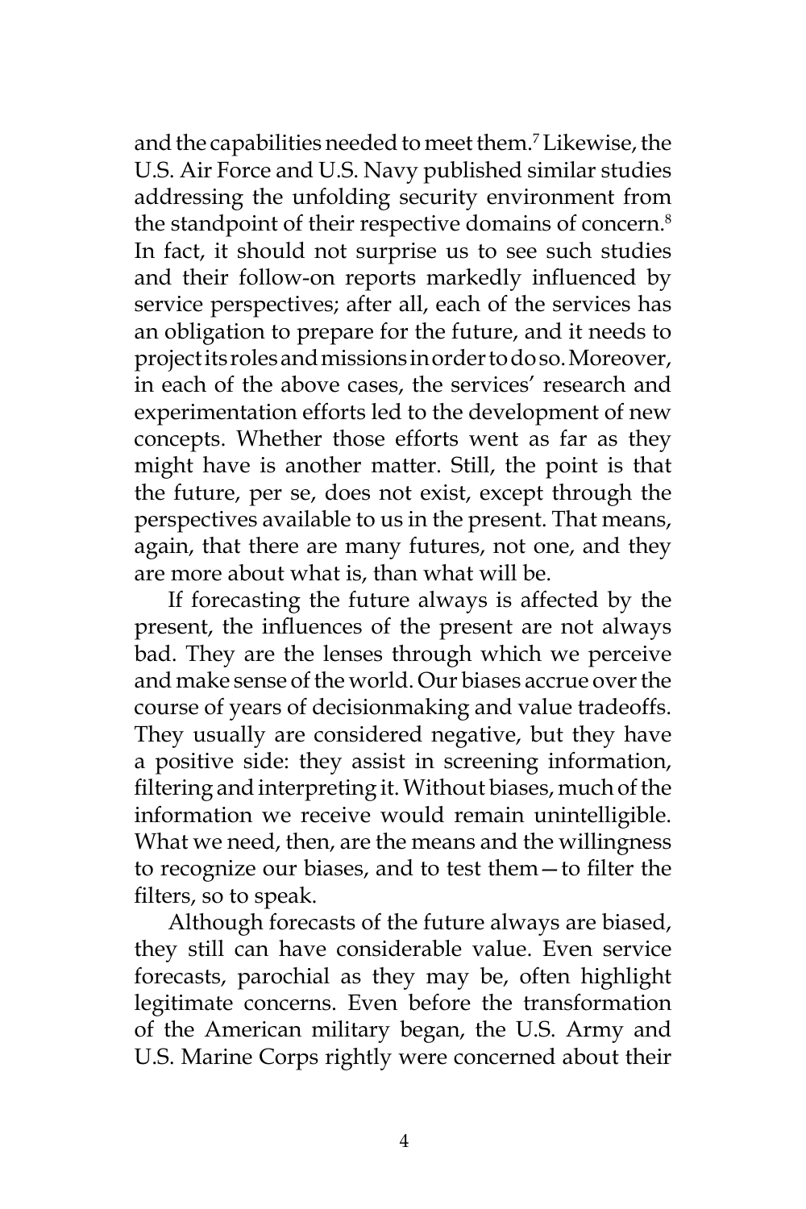and the capabilities needed to meet them.[7] Likewise, the U.S. Air Force and U.S. Navy published similar studies addressing the unfolding security environment from the standpoint of their respective domains of concern.[8] In fact, it should not surprise us to see such studies and their follow-on reports markedly influenced by service perspectives; after all, each of the services has an obligation to prepare for the future, and it needs to project its roles and missions in order to do so. Moreover, in each of the above cases, the services' research and experimentation efforts led to the development of new concepts. Whether those efforts went as far as they might have is another matter. Still, the point is that the future, per se, does not exist, except through the perspectives available to us in the present. That means, again, that there are many futures, not one, and they are more about what is, than what will be.

If forecasting the future always is affected by the present, the influences of the present are not always bad. They are the lenses through which we perceive and make sense of the world. Our biases accrue over the course of years of decisionmaking and value tradeoffs. They usually are considered negative, but they have a positive side: they assist in screening information, filtering and interpreting it. Without biases, much of the information we receive would remain unintelligible. What we need, then, are the means and the willingness to recognize our biases, and to test them—to filter the filters, so to speak.

Although forecasts of the future always are biased, they still can have considerable value. Even service forecasts, parochial as they may be, often highlight legitimate concerns. Even before the transformation of the American military began, the U.S. Army and U.S. Marine Corps rightly were concerned about their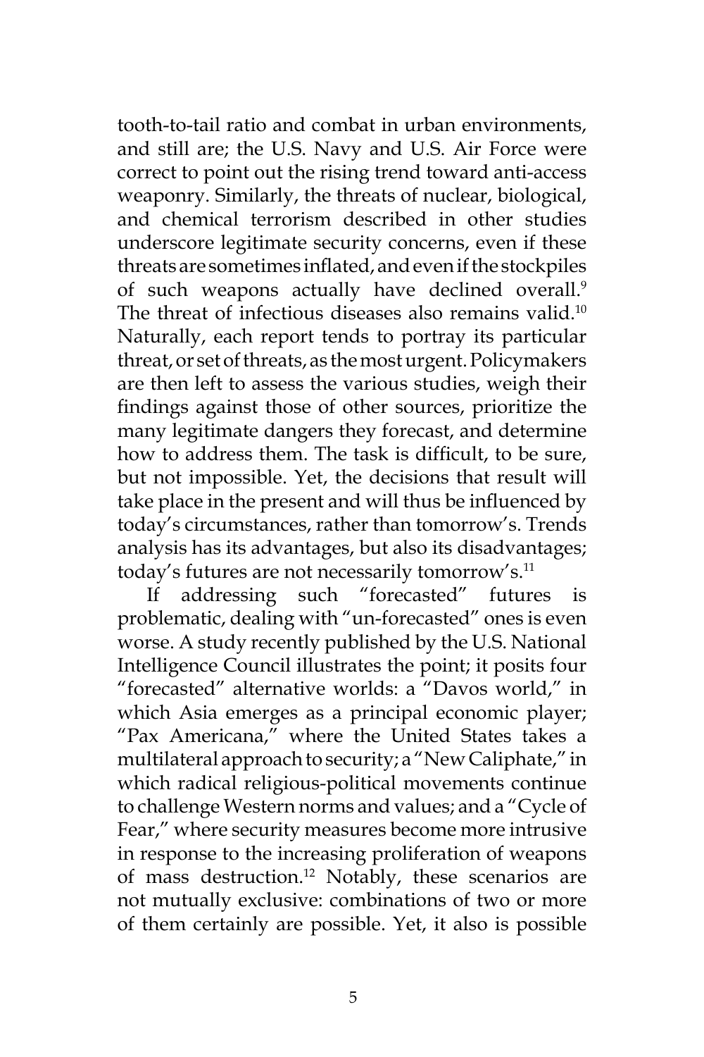tooth-to-tail ratio and combat in urban environments, and still are; the U.S. Navy and U.S. Air Force were correct to point out the rising trend toward anti-access weaponry. Similarly, the threats of nuclear, biological, and chemical terrorism described in other studies underscore legitimate security concerns, even if these threats are sometimes inflated, and even if the stockpiles of such weapons actually have declined overall.[9] The threat of infectious diseases also remains valid.[10] Naturally, each report tends to portray its particular threat, or set of threats, as the most urgent. Policymakers are then left to assess the various studies, weigh their findings against those of other sources, prioritize the many legitimate dangers they forecast, and determine how to address them. The task is difficult, to be sure, but not impossible. Yet, the decisions that result will take place in the present and will thus be influenced by today's circumstances, rather than tomorrow's. Trends analysis has its advantages, but also its disadvantages; today's futures are not necessarily tomorrow's.[11]

If addressing such "forecasted" futures is problematic, dealing with "un-forecasted" ones is even worse. A study recently published by the U.S. National Intelligence Council illustrates the point; it posits four "forecasted" alternative worlds: a "Davos world," in which Asia emerges as a principal economic player; "Pax Americana," where the United States takes a multilateral approach to security; a "New Caliphate," in which radical religious-political movements continue to challenge Western norms and values; and a "Cycle of Fear," where security measures become more intrusive in response to the increasing proliferation of weapons of mass destruction.[12] Notably, these scenarios are not mutually exclusive: combinations of two or more of them certainly are possible. Yet, it also is possible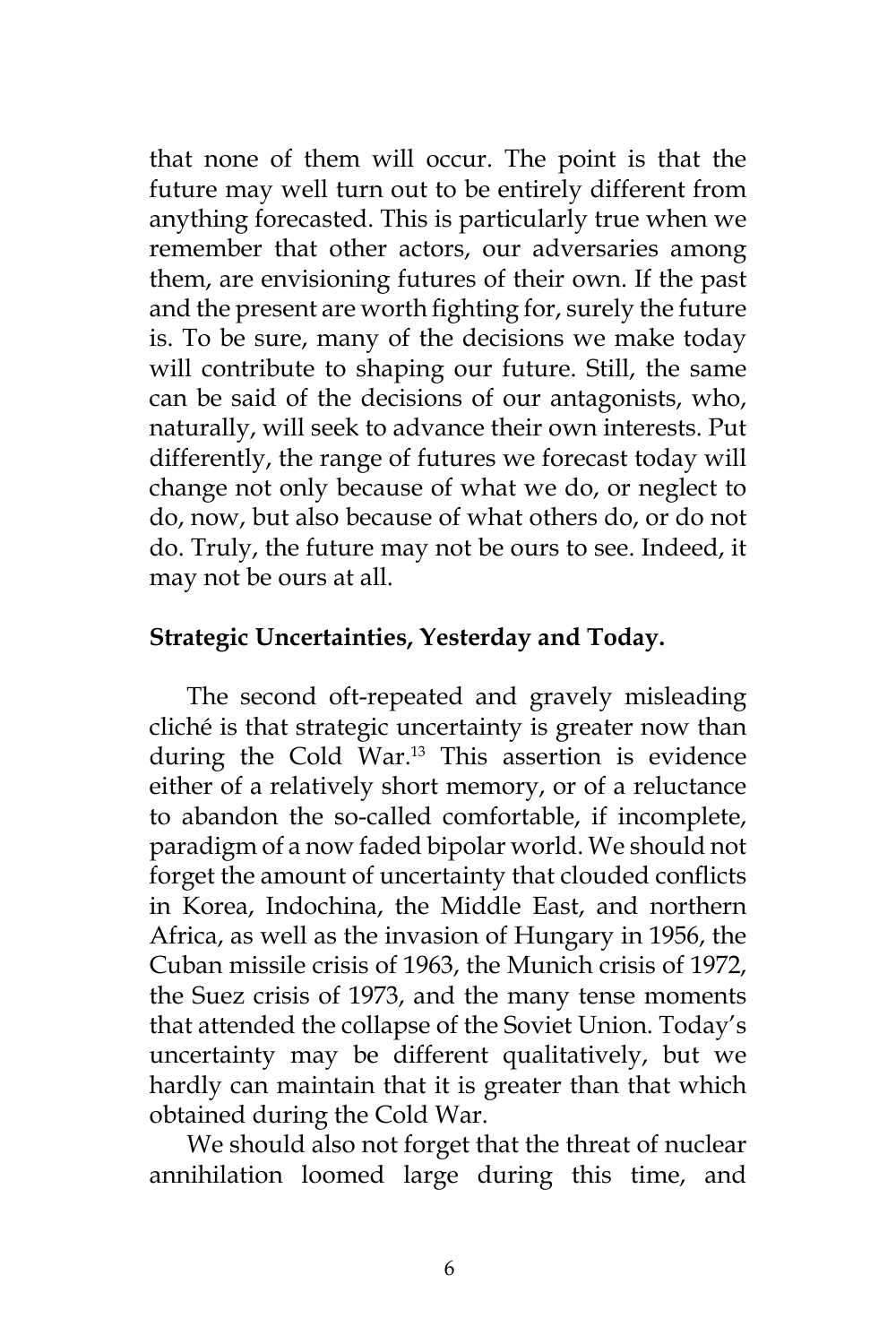that none of them will occur. The point is that the future may well turn out to be entirely different from anything forecasted. This is particularly true when we remember that other actors, our adversaries among them, are envisioning futures of their own. If the past and the present are worth fighting for, surely the future is. To be sure, many of the decisions we make today will contribute to shaping our future. Still, the same can be said of the decisions of our antagonists, who, naturally, will seek to advance their own interests. Put differently, the range of futures we forecast today will change not only because of what we do, or neglect to do, now, but also because of what others do, or do not do. Truly, the future may not be ours to see. Indeed, it may not be ours at all.

**Strategic Uncertainties, Yesterday and Today.**

The second oft-repeated and gravely misleading cliché is that strategic uncertainty is greater now than during the Cold War.[13] This assertion is evidence either of a relatively short memory, or of a reluctance to abandon the so-called comfortable, if incomplete, paradigm of a now faded bipolar world. We should not forget the amount of uncertainty that clouded conflicts in Korea, Indochina, the Middle East, and northern Africa, as well as the invasion of Hungary in 1956, the Cuban missile crisis of 1963, the Munich crisis of 1972, the Suez crisis of 1973, and the many tense moments that attended the collapse of the Soviet Union. Today's uncertainty may be different qualitatively, but we hardly can maintain that it is greater than that which obtained during the Cold War.

We should also not forget that the threat of nuclear annihilation loomed large during this time, and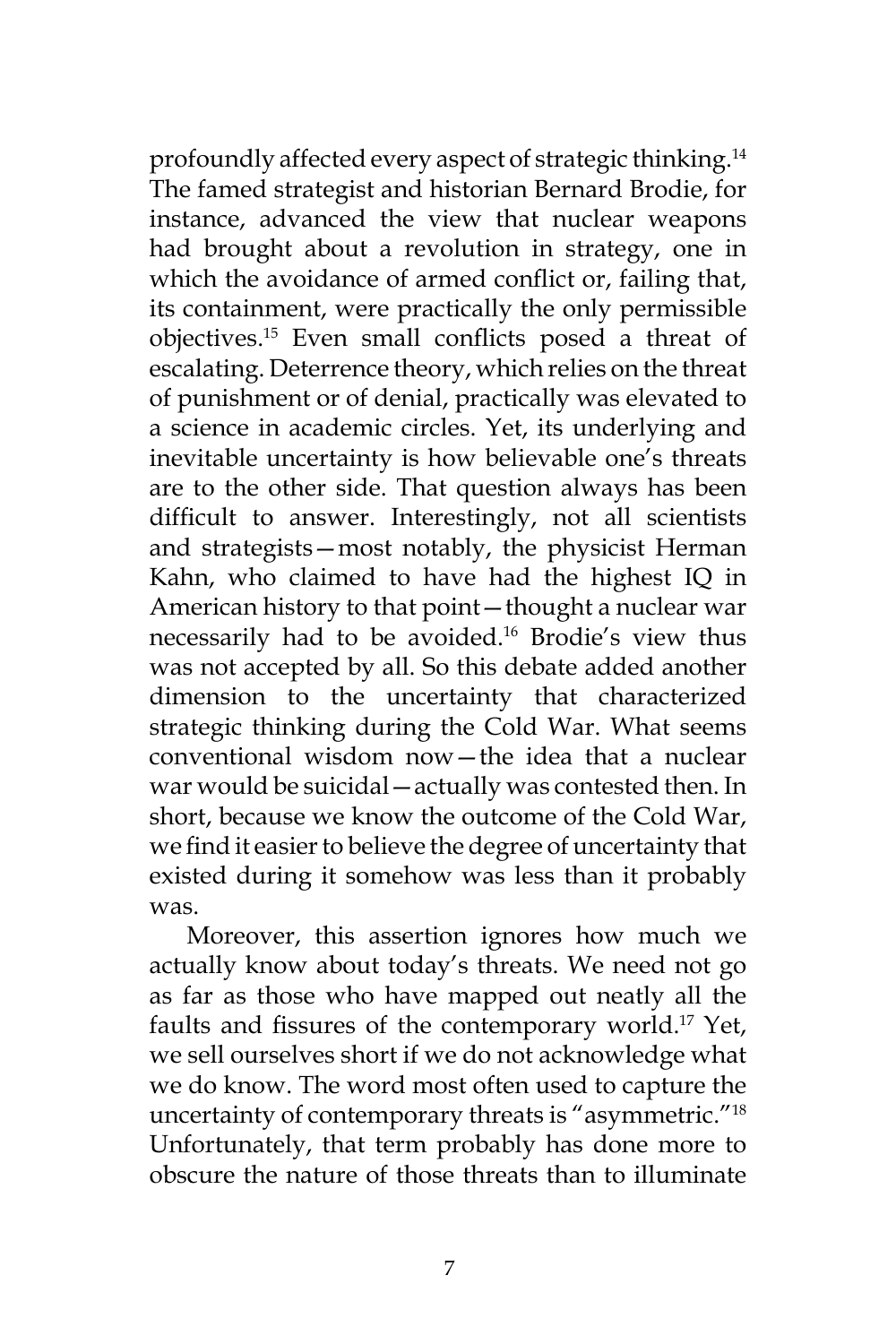profoundly affected every aspect of strategic thinking.[14] The famed strategist and historian Bernard Brodie, for instance, advanced the view that nuclear weapons had brought about a revolution in strategy, one in which the avoidance of armed conflict or, failing that, its containment, were practically the only permissible objectives.[15] Even small conflicts posed a threat of escalating. Deterrence theory, which relies on the threat of punishment or of denial, practically was elevated to a science in academic circles. Yet, its underlying and inevitable uncertainty is how believable one's threats are to the other side. That question always has been difficult to answer. Interestingly, not all scientists and strategists—most notably, the physicist Herman Kahn, who claimed to have had the highest IQ in American history to that point—thought a nuclear war necessarily had to be avoided.[16] Brodie's view thus was not accepted by all. So this debate added another dimension to the uncertainty that characterized strategic thinking during the Cold War. What seems conventional wisdom now—the idea that a nuclear war would be suicidal—actually was contested then. In short, because we know the outcome of the Cold War, we find it easier to believe the degree of uncertainty that existed during it somehow was less than it probably was.

Moreover, this assertion ignores how much we actually know about today's threats. We need not go as far as those who have mapped out neatly all the faults and fissures of the contemporary world.[17] Yet, we sell ourselves short if we do not acknowledge what we do know. The word most often used to capture the uncertainty of contemporary threats is "asymmetric."[18] Unfortunately, that term probably has done more to obscure the nature of those threats than to illuminate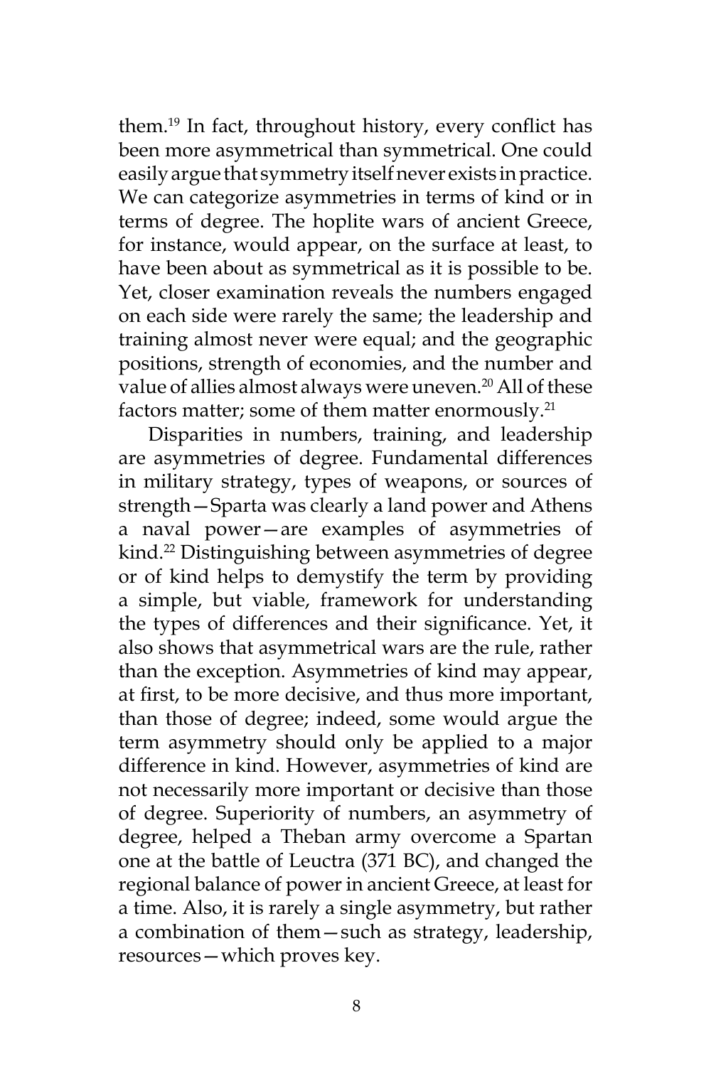them.[19] In fact, throughout history, every conflict has been more asymmetrical than symmetrical. One could easily argue that symmetry itself never exists in practice. We can categorize asymmetries in terms of kind or in terms of degree. The hoplite wars of ancient Greece, for instance, would appear, on the surface at least, to have been about as symmetrical as it is possible to be. Yet, closer examination reveals the numbers engaged on each side were rarely the same; the leadership and training almost never were equal; and the geographic positions, strength of economies, and the number and value of allies almost always were uneven.[20] All of these factors matter; some of them matter enormously.[21]

Disparities in numbers, training, and leadership are asymmetries of degree. Fundamental differences in military strategy, types of weapons, or sources of strength—Sparta was clearly a land power and Athens a naval power—are examples of asymmetries of kind.[22] Distinguishing between asymmetries of degree or of kind helps to demystify the term by providing a simple, but viable, framework for understanding the types of differences and their significance. Yet, it also shows that asymmetrical wars are the rule, rather than the exception. Asymmetries of kind may appear, at first, to be more decisive, and thus more important, than those of degree; indeed, some would argue the term asymmetry should only be applied to a major difference in kind. However, asymmetries of kind are not necessarily more important or decisive than those of degree. Superiority of numbers, an asymmetry of degree, helped a Theban army overcome a Spartan one at the battle of Leuctra (371 BC), and changed the regional balance of power in ancient Greece, at least for a time. Also, it is rarely a single asymmetry, but rather a combination of them—such as strategy, leadership, resources—which proves key.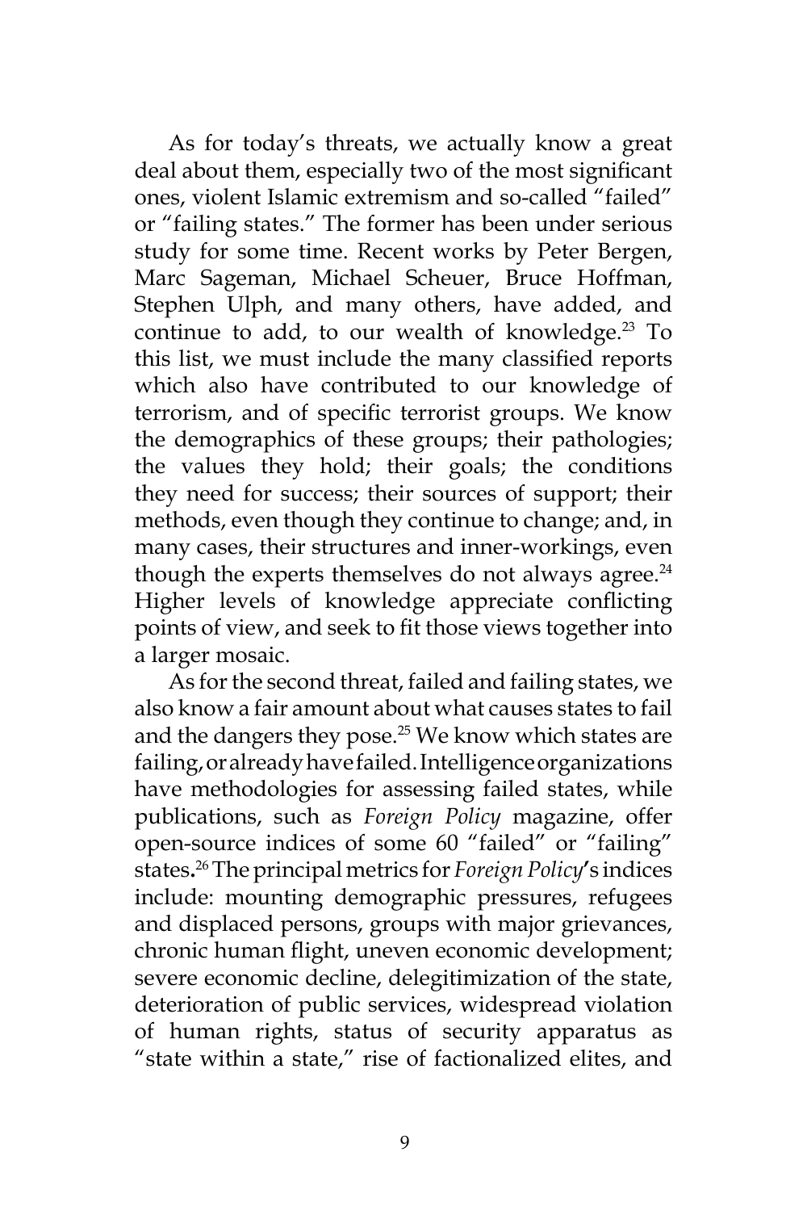As for today's threats, we actually know a great deal about them, especially two of the most significant ones, violent Islamic extremism and so-called "failed" or "failing states." The former has been under serious study for some time. Recent works by Peter Bergen, Marc Sageman, Michael Scheuer, Bruce Hoffman, Stephen Ulph, and many others, have added, and continue to add, to our wealth of knowledge.[23] To this list, we must include the many classified reports which also have contributed to our knowledge of terrorism, and of specific terrorist groups. We know the demographics of these groups; their pathologies; the values they hold; their goals; the conditions they need for success; their sources of support; their methods, even though they continue to change; and, in many cases, their structures and inner-workings, even though the experts themselves do not always agree.[24] Higher levels of knowledge appreciate conflicting points of view, and seek to fit those views together into a larger mosaic.

As for the second threat, failed and failing states, we also know a fair amount about what causes states to fail and the dangers they pose.[25] We know which states are failing, or already have failed. Intelligence organizations have methodologies for assessing failed states, while publications, such as *Foreign Policy* magazine, offer open-source indices of some 60 "failed" or "failing" states.[26] The principal metrics for *Foreign Policy*'s indices include: mounting demographic pressures, refugees and displaced persons, groups with major grievances, chronic human flight, uneven economic development; severe economic decline, delegitimization of the state, deterioration of public services, widespread violation of human rights, status of security apparatus as "state within a state," rise of factionalized elites, and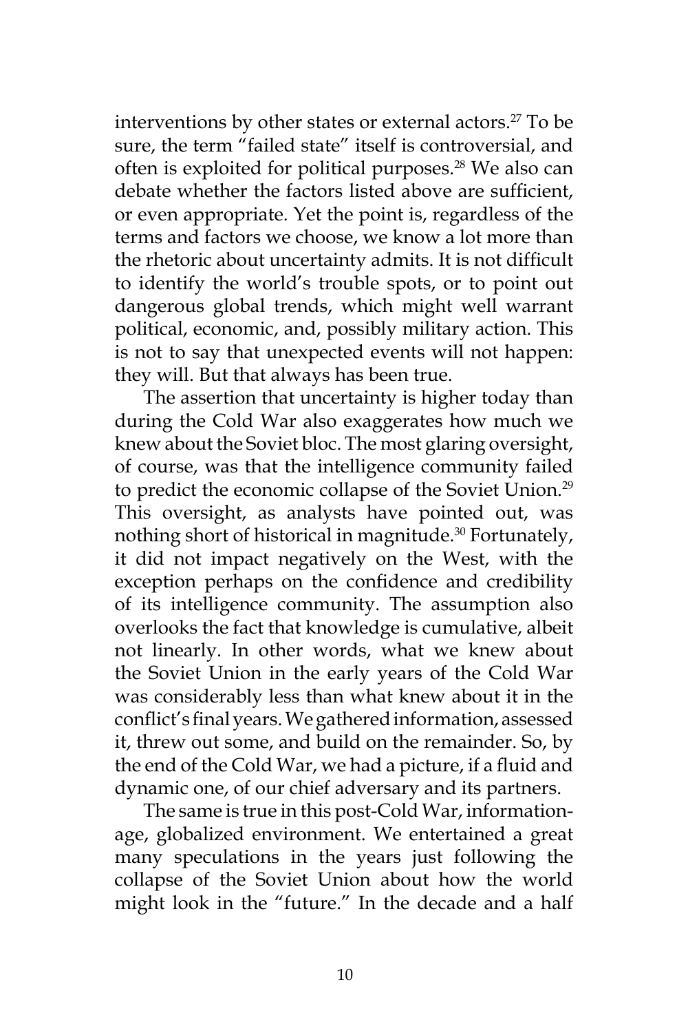interventions by other states or external actors.[27] To be sure, the term "failed state" itself is controversial, and often is exploited for political purposes.[28] We also can debate whether the factors listed above are sufficient, or even appropriate. Yet the point is, regardless of the terms and factors we choose, we know a lot more than the rhetoric about uncertainty admits. It is not difficult to identify the world's trouble spots, or to point out dangerous global trends, which might well warrant political, economic, and, possibly military action. This is not to say that unexpected events will not happen: they will. But that always has been true.

The assertion that uncertainty is higher today than during the Cold War also exaggerates how much we knew about the Soviet bloc. The most glaring oversight, of course, was that the intelligence community failed to predict the economic collapse of the Soviet Union.[29] This oversight, as analysts have pointed out, was nothing short of historical in magnitude.[30] Fortunately, it did not impact negatively on the West, with the exception perhaps on the confidence and credibility of its intelligence community. The assumption also overlooks the fact that knowledge is cumulative, albeit not linearly. In other words, what we knew about the Soviet Union in the early years of the Cold War was considerably less than what knew about it in the conflict's final years. We gathered information, assessed it, threw out some, and build on the remainder. So, by the end of the Cold War, we had a picture, if a fluid and dynamic one, of our chief adversary and its partners.

The same is true in this post-Cold War, information-age, globalized environment. We entertained a great many speculations in the years just following the collapse of the Soviet Union about how the world might look in the "future." In the decade and a half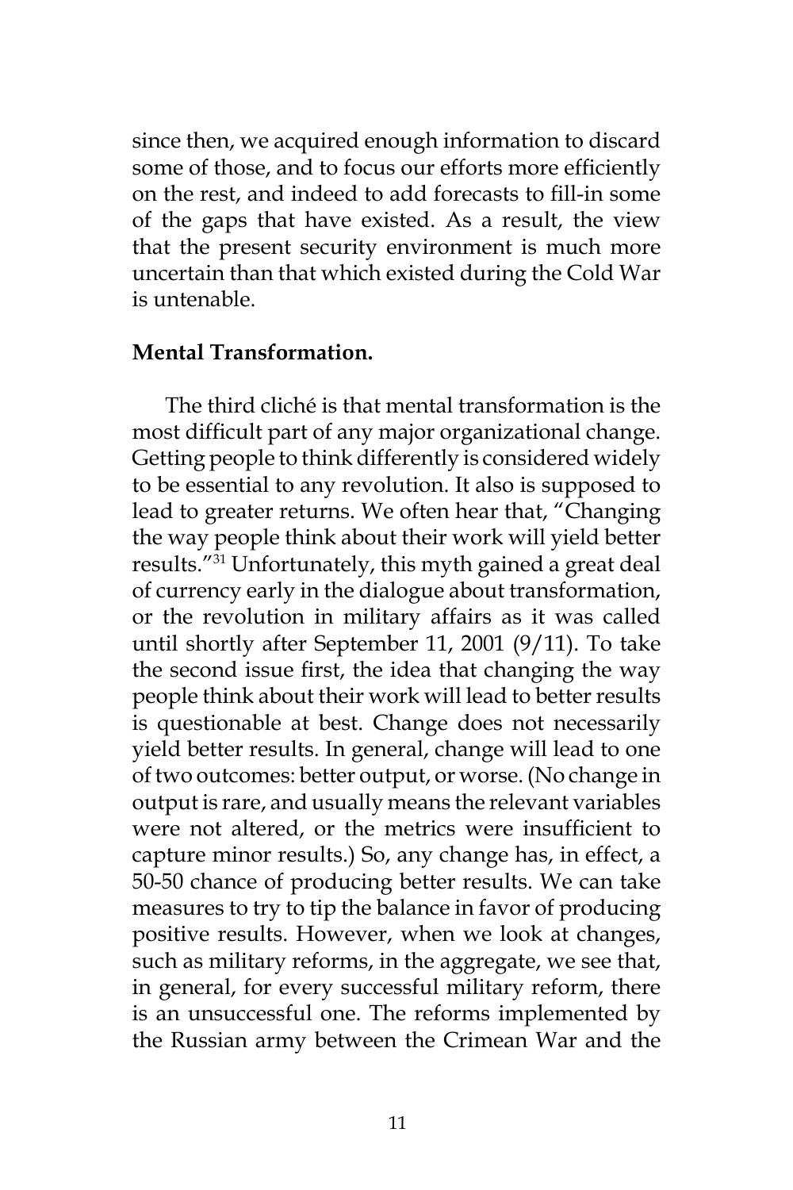since then, we acquired enough information to discard some of those, and to focus our efforts more efficiently on the rest, and indeed to add forecasts to fill-in some of the gaps that have existed. As a result, the view that the present security environment is much more uncertain than that which existed during the Cold War is untenable.

**Mental Transformation.**

The third cliché is that mental transformation is the most difficult part of any major organizational change. Getting people to think differently is considered widely to be essential to any revolution. It also is supposed to lead to greater returns. We often hear that, "Changing the way people think about their work will yield better results."[31] Unfortunately, this myth gained a great deal of currency early in the dialogue about transformation, or the revolution in military affairs as it was called until shortly after September 11, 2001 (9/11). To take the second issue first, the idea that changing the way people think about their work will lead to better results is questionable at best. Change does not necessarily yield better results. In general, change will lead to one of two outcomes: better output, or worse. (No change in output is rare, and usually means the relevant variables were not altered, or the metrics were insufficient to capture minor results.) So, any change has, in effect, a 50-50 chance of producing better results. We can take measures to try to tip the balance in favor of producing positive results. However, when we look at changes, such as military reforms, in the aggregate, we see that, in general, for every successful military reform, there is an unsuccessful one. The reforms implemented by the Russian army between the Crimean War and the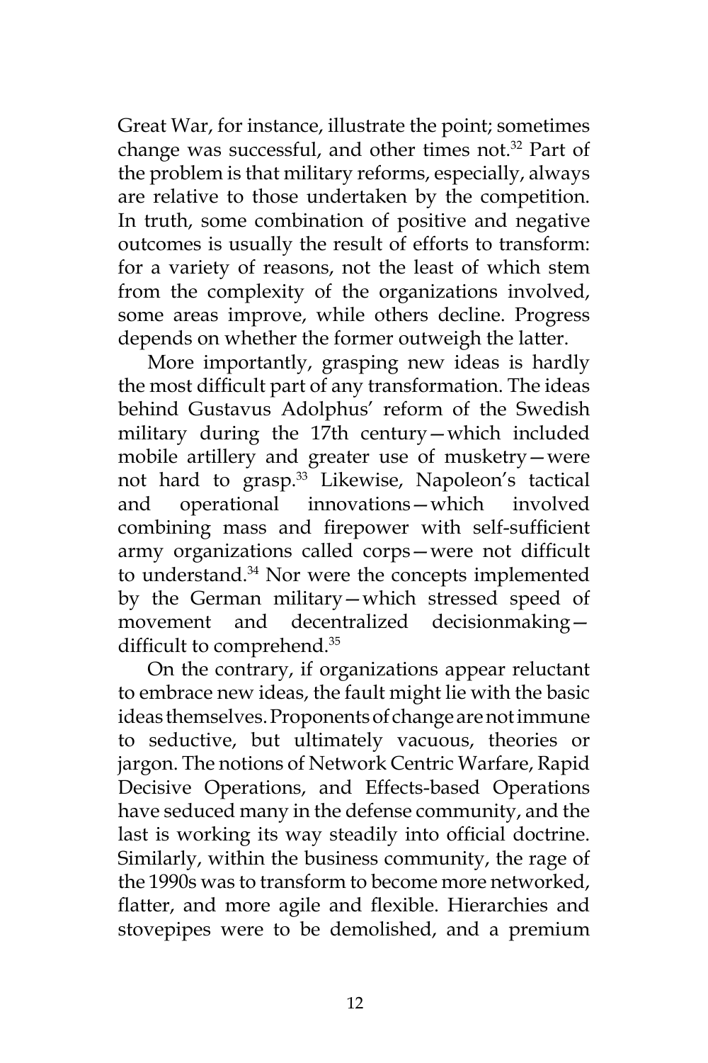Great War, for instance, illustrate the point; sometimes change was successful, and other times not.[32] Part of the problem is that military reforms, especially, always are relative to those undertaken by the competition. In truth, some combination of positive and negative outcomes is usually the result of efforts to transform: for a variety of reasons, not the least of which stem from the complexity of the organizations involved, some areas improve, while others decline. Progress depends on whether the former outweigh the latter.

More importantly, grasping new ideas is hardly the most difficult part of any transformation. The ideas behind Gustavus Adolphus' reform of the Swedish military during the 17th century—which included mobile artillery and greater use of musketry—were not hard to grasp.[33] Likewise, Napoleon's tactical and operational innovations—which involved combining mass and firepower with self-sufficient army organizations called corps—were not difficult to understand.[34] Nor were the concepts implemented by the German military—which stressed speed of movement and decentralized decisionmaking—difficult to comprehend.[35]

On the contrary, if organizations appear reluctant to embrace new ideas, the fault might lie with the basic ideas themselves. Proponents of change are not immune to seductive, but ultimately vacuous, theories or jargon. The notions of Network Centric Warfare, Rapid Decisive Operations, and Effects-based Operations have seduced many in the defense community, and the last is working its way steadily into official doctrine. Similarly, within the business community, the rage of the 1990s was to transform to become more networked, flatter, and more agile and flexible. Hierarchies and stovepipes were to be demolished, and a premium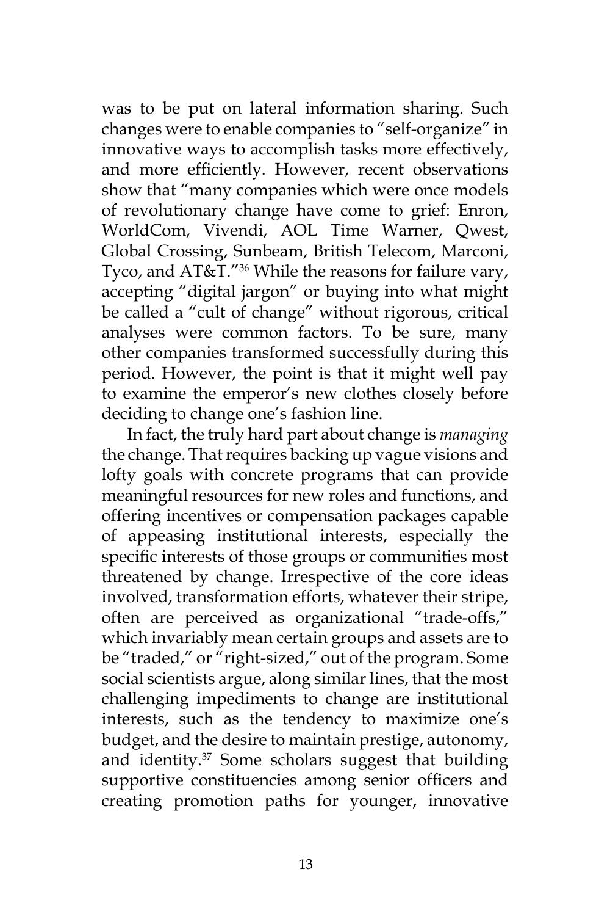was to be put on lateral information sharing. Such changes were to enable companies to "self-organize" in innovative ways to accomplish tasks more effectively, and more efficiently. However, recent observations show that "many companies which were once models of revolutionary change have come to grief: Enron, WorldCom, Vivendi, AOL Time Warner, Qwest, Global Crossing, Sunbeam, British Telecom, Marconi, Tyco, and AT&T."[36] While the reasons for failure vary, accepting "digital jargon" or buying into what might be called a "cult of change" without rigorous, critical analyses were common factors. To be sure, many other companies transformed successfully during this period. However, the point is that it might well pay to examine the emperor's new clothes closely before deciding to change one's fashion line.

In fact, the truly hard part about change is *managing* the change. That requires backing up vague visions and lofty goals with concrete programs that can provide meaningful resources for new roles and functions, and offering incentives or compensation packages capable of appeasing institutional interests, especially the specific interests of those groups or communities most threatened by change. Irrespective of the core ideas involved, transformation efforts, whatever their stripe, often are perceived as organizational "trade-offs," which invariably mean certain groups and assets are to be "traded," or "right-sized," out of the program. Some social scientists argue, along similar lines, that the most challenging impediments to change are institutional interests, such as the tendency to maximize one's budget, and the desire to maintain prestige, autonomy, and identity.[37] Some scholars suggest that building supportive constituencies among senior officers and creating promotion paths for younger, innovative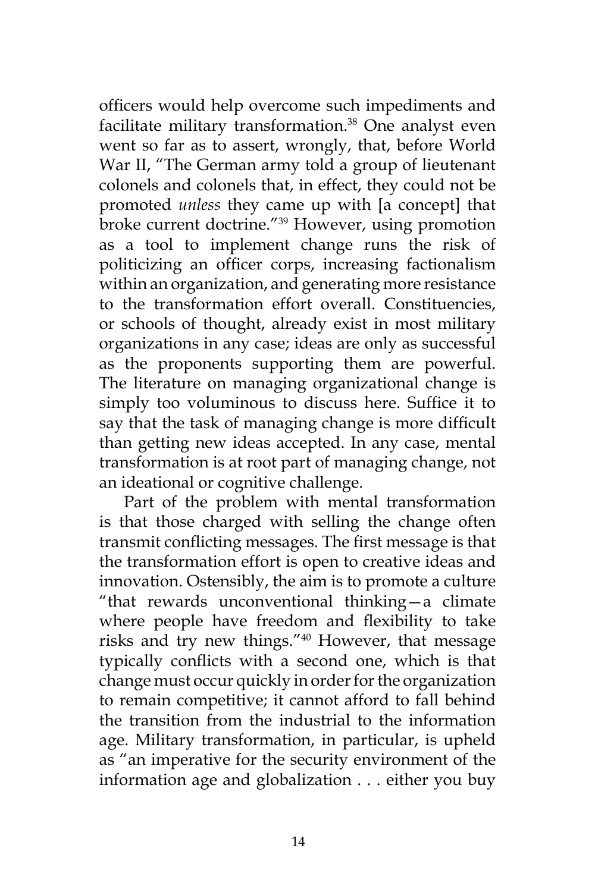officers would help overcome such impediments and facilitate military transformation.[38] One analyst even went so far as to assert, wrongly, that, before World War II, "The German army told a group of lieutenant colonels and colonels that, in effect, they could not be promoted *unless* they came up with [a concept] that broke current doctrine."[39] However, using promotion as a tool to implement change runs the risk of politicizing an officer corps, increasing factionalism within an organization, and generating more resistance to the transformation effort overall. Constituencies, or schools of thought, already exist in most military organizations in any case; ideas are only as successful as the proponents supporting them are powerful. The literature on managing organizational change is simply too voluminous to discuss here. Suffice it to say that the task of managing change is more difficult than getting new ideas accepted. In any case, mental transformation is at root part of managing change, not an ideational or cognitive challenge.

Part of the problem with mental transformation is that those charged with selling the change often transmit conflicting messages. The first message is that the transformation effort is open to creative ideas and innovation. Ostensibly, the aim is to promote a culture "that rewards unconventional thinking—a climate where people have freedom and flexibility to take risks and try new things."[40] However, that message typically conflicts with a second one, which is that change must occur quickly in order for the organization to remain competitive; it cannot afford to fall behind the transition from the industrial to the information age. Military transformation, in particular, is upheld as "an imperative for the security environment of the information age and globalization . . . either you buy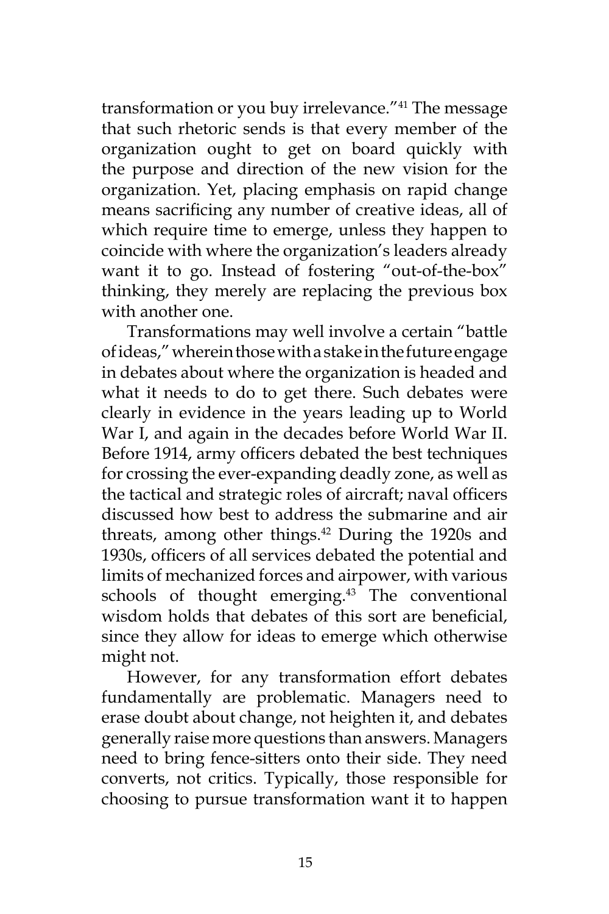transformation or you buy irrelevance."[41] The message that such rhetoric sends is that every member of the organization ought to get on board quickly with the purpose and direction of the new vision for the organization. Yet, placing emphasis on rapid change means sacrificing any number of creative ideas, all of which require time to emerge, unless they happen to coincide with where the organization's leaders already want it to go. Instead of fostering "out-of-the-box" thinking, they merely are replacing the previous box with another one.

Transformations may well involve a certain "battle of ideas," wherein those with a stake in the future engage in debates about where the organization is headed and what it needs to do to get there. Such debates were clearly in evidence in the years leading up to World War I, and again in the decades before World War II. Before 1914, army officers debated the best techniques for crossing the ever-expanding deadly zone, as well as the tactical and strategic roles of aircraft; naval officers discussed how best to address the submarine and air threats, among other things.[42] During the 1920s and 1930s, officers of all services debated the potential and limits of mechanized forces and airpower, with various schools of thought emerging.[43] The conventional wisdom holds that debates of this sort are beneficial, since they allow for ideas to emerge which otherwise might not.

However, for any transformation effort debates fundamentally are problematic. Managers need to erase doubt about change, not heighten it, and debates generally raise more questions than answers. Managers need to bring fence-sitters onto their side. They need converts, not critics. Typically, those responsible for choosing to pursue transformation want it to happen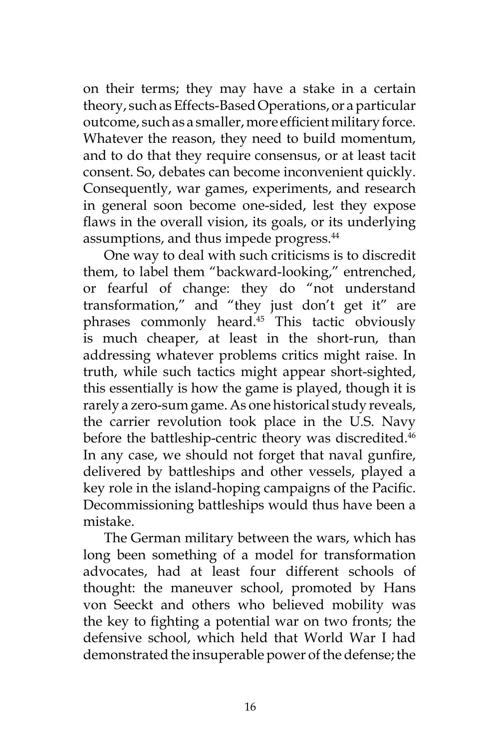on their terms; they may have a stake in a certain theory, such as Effects-Based Operations, or a particular outcome, such as a smaller, more efficient military force. Whatever the reason, they need to build momentum, and to do that they require consensus, or at least tacit consent. So, debates can become inconvenient quickly. Consequently, war games, experiments, and research in general soon become one-sided, lest they expose flaws in the overall vision, its goals, or its underlying assumptions, and thus impede progress.[44]

One way to deal with such criticisms is to discredit them, to label them "backward-looking," entrenched, or fearful of change: they do "not understand transformation," and "they just don't get it" are phrases commonly heard.[45] This tactic obviously is much cheaper, at least in the short-run, than addressing whatever problems critics might raise. In truth, while such tactics might appear short-sighted, this essentially is how the game is played, though it is rarely a zero-sum game. As one historical study reveals, the carrier revolution took place in the U.S. Navy before the battleship-centric theory was discredited.[46] In any case, we should not forget that naval gunfire, delivered by battleships and other vessels, played a key role in the island-hoping campaigns of the Pacific. Decommissioning battleships would thus have been a mistake.

The German military between the wars, which has long been something of a model for transformation advocates, had at least four different schools of thought: the maneuver school, promoted by Hans von Seeckt and others who believed mobility was the key to fighting a potential war on two fronts; the defensive school, which held that World War I had demonstrated the insuperable power of the defense; the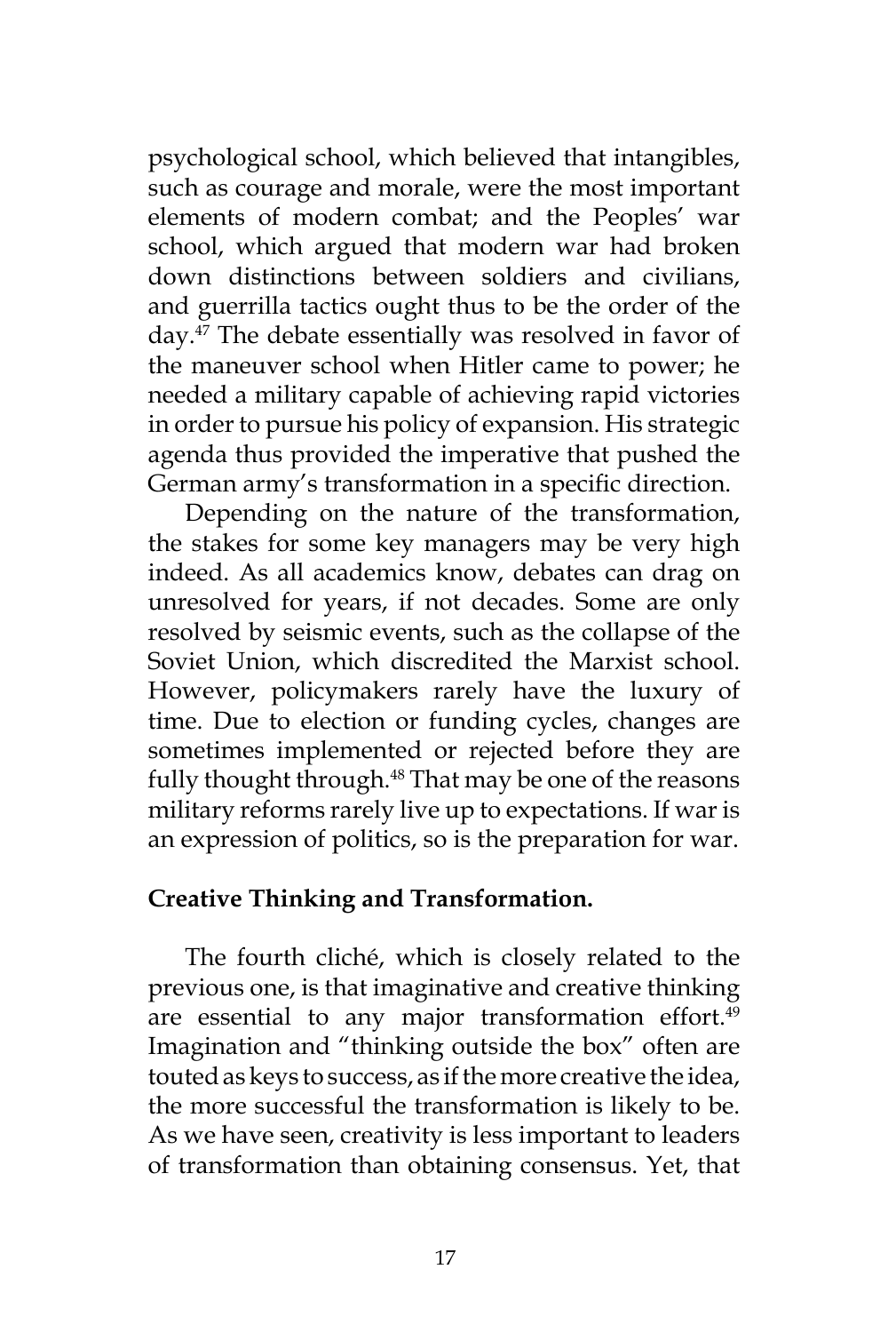psychological school, which believed that intangibles, such as courage and morale, were the most important elements of modern combat; and the Peoples' war school, which argued that modern war had broken down distinctions between soldiers and civilians, and guerrilla tactics ought thus to be the order of the day.[47] The debate essentially was resolved in favor of the maneuver school when Hitler came to power; he needed a military capable of achieving rapid victories in order to pursue his policy of expansion. His strategic agenda thus provided the imperative that pushed the German army's transformation in a specific direction.

Depending on the nature of the transformation, the stakes for some key managers may be very high indeed. As all academics know, debates can drag on unresolved for years, if not decades. Some are only resolved by seismic events, such as the collapse of the Soviet Union, which discredited the Marxist school. However, policymakers rarely have the luxury of time. Due to election or funding cycles, changes are sometimes implemented or rejected before they are fully thought through.[48] That may be one of the reasons military reforms rarely live up to expectations. If war is an expression of politics, so is the preparation for war.

**Creative Thinking and Transformation.**

The fourth cliché, which is closely related to the previous one, is that imaginative and creative thinking are essential to any major transformation effort.[49] Imagination and "thinking outside the box" often are touted as keys to success, as if the more creative the idea, the more successful the transformation is likely to be. As we have seen, creativity is less important to leaders of transformation than obtaining consensus. Yet, that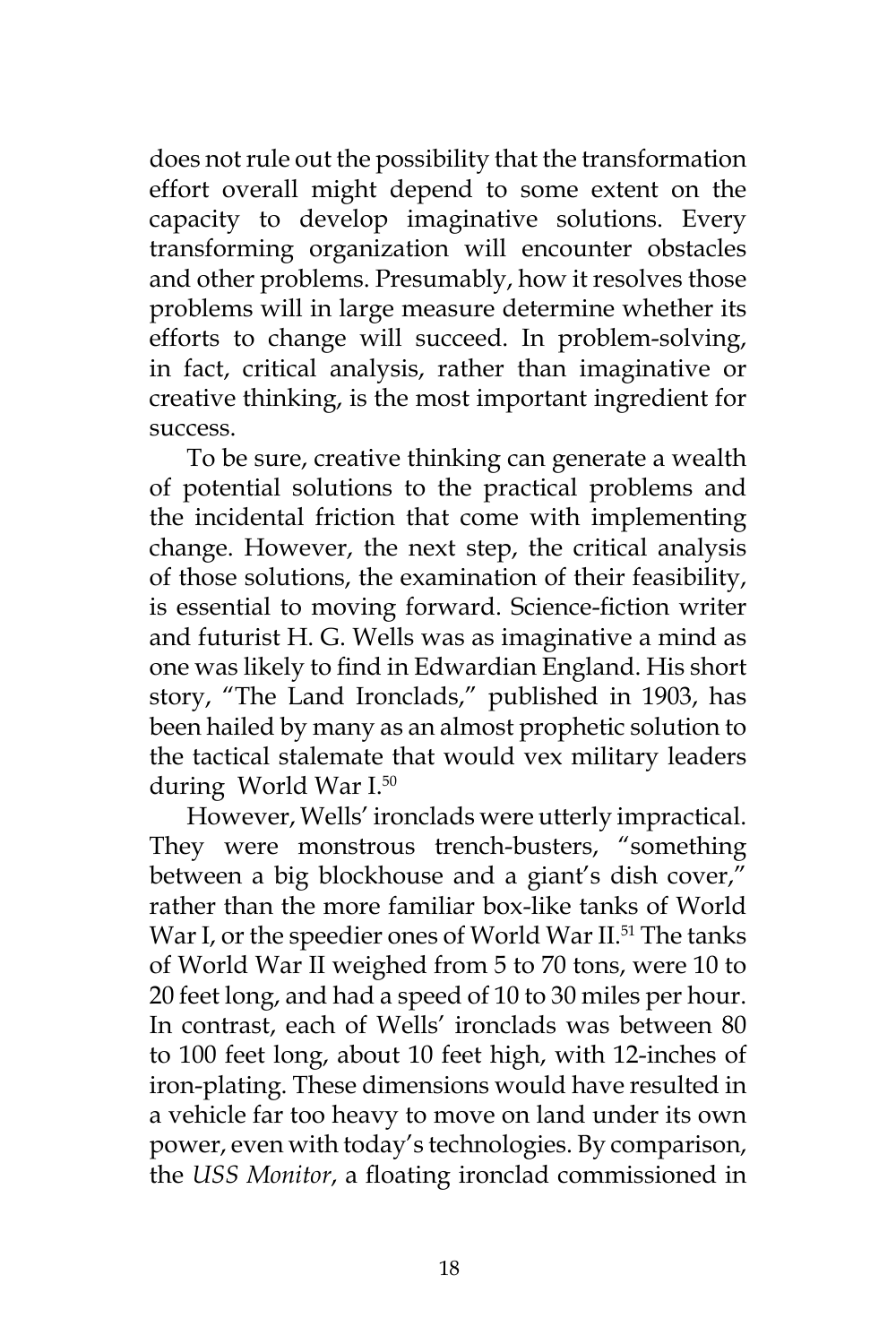does not rule out the possibility that the transformation effort overall might depend to some extent on the capacity to develop imaginative solutions. Every transforming organization will encounter obstacles and other problems. Presumably, how it resolves those problems will in large measure determine whether its efforts to change will succeed. In problem-solving, in fact, critical analysis, rather than imaginative or creative thinking, is the most important ingredient for success.

To be sure, creative thinking can generate a wealth of potential solutions to the practical problems and the incidental friction that come with implementing change. However, the next step, the critical analysis of those solutions, the examination of their feasibility, is essential to moving forward. Science-fiction writer and futurist H. G. Wells was as imaginative a mind as one was likely to find in Edwardian England. His short story, "The Land Ironclads," published in 1903, has been hailed by many as an almost prophetic solution to the tactical stalemate that would vex military leaders during World War I.[50]

However, Wells' ironclads were utterly impractical. They were monstrous trench-busters, "something between a big blockhouse and a giant's dish cover," rather than the more familiar box-like tanks of World War I, or the speedier ones of World War II.[51] The tanks of World War II weighed from 5 to 70 tons, were 10 to 20 feet long, and had a speed of 10 to 30 miles per hour. In contrast, each of Wells' ironclads was between 80 to 100 feet long, about 10 feet high, with 12-inches of iron-plating. These dimensions would have resulted in a vehicle far too heavy to move on land under its own power, even with today's technologies. By comparison, the *USS Monitor*, a floating ironclad commissioned in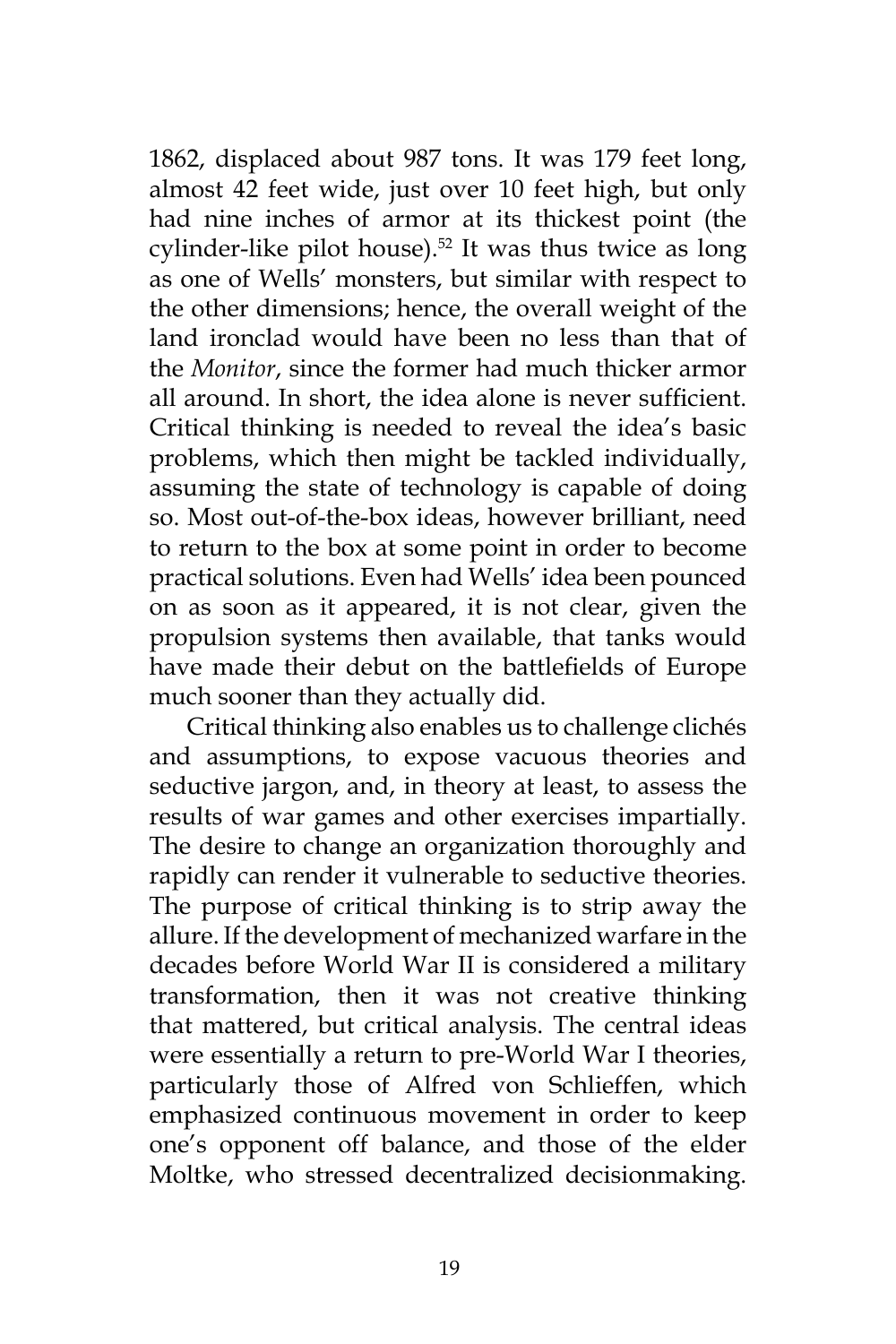1862, displaced about 987 tons. It was 179 feet long, almost 42 feet wide, just over 10 feet high, but only had nine inches of armor at its thickest point (the cylinder-like pilot house).[52] It was thus twice as long as one of Wells' monsters, but similar with respect to the other dimensions; hence, the overall weight of the land ironclad would have been no less than that of the *Monitor*, since the former had much thicker armor all around. In short, the idea alone is never sufficient. Critical thinking is needed to reveal the idea's basic problems, which then might be tackled individually, assuming the state of technology is capable of doing so. Most out-of-the-box ideas, however brilliant, need to return to the box at some point in order to become practical solutions. Even had Wells' idea been pounced on as soon as it appeared, it is not clear, given the propulsion systems then available, that tanks would have made their debut on the battlefields of Europe much sooner than they actually did.

Critical thinking also enables us to challenge clichés and assumptions, to expose vacuous theories and seductive jargon, and, in theory at least, to assess the results of war games and other exercises impartially. The desire to change an organization thoroughly and rapidly can render it vulnerable to seductive theories. The purpose of critical thinking is to strip away the allure. If the development of mechanized warfare in the decades before World War II is considered a military transformation, then it was not creative thinking that mattered, but critical analysis. The central ideas were essentially a return to pre-World War I theories, particularly those of Alfred von Schlieffen, which emphasized continuous movement in order to keep one's opponent off balance, and those of the elder Moltke, who stressed decentralized decisionmaking.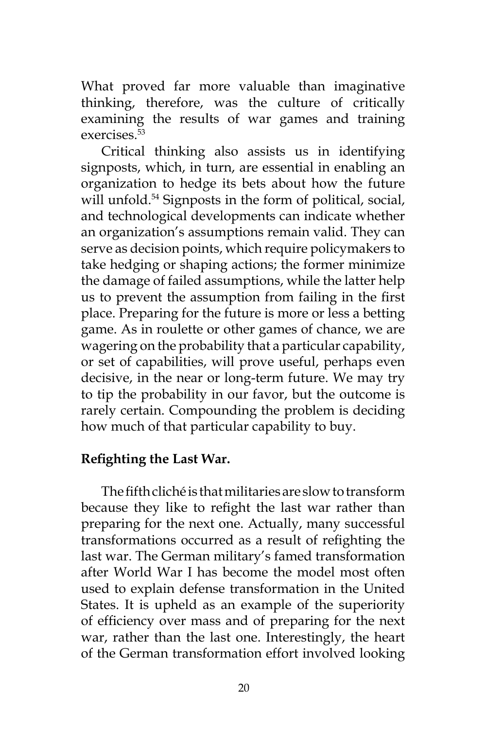What proved far more valuable than imaginative thinking, therefore, was the culture of critically examining the results of war games and training exercises.[53]

Critical thinking also assists us in identifying signposts, which, in turn, are essential in enabling an organization to hedge its bets about how the future will unfold.[54] Signposts in the form of political, social, and technological developments can indicate whether an organization's assumptions remain valid. They can serve as decision points, which require policymakers to take hedging or shaping actions; the former minimize the damage of failed assumptions, while the latter help us to prevent the assumption from failing in the first place. Preparing for the future is more or less a betting game. As in roulette or other games of chance, we are wagering on the probability that a particular capability, or set of capabilities, will prove useful, perhaps even decisive, in the near or long-term future. We may try to tip the probability in our favor, but the outcome is rarely certain. Compounding the problem is deciding how much of that particular capability to buy.

**Refighting the Last War.**

The fifth cliché is that militaries are slow to transform because they like to refight the last war rather than preparing for the next one. Actually, many successful transformations occurred as a result of refighting the last war. The German military's famed transformation after World War I has become the model most often used to explain defense transformation in the United States. It is upheld as an example of the superiority of efficiency over mass and of preparing for the next war, rather than the last one. Interestingly, the heart of the German transformation effort involved looking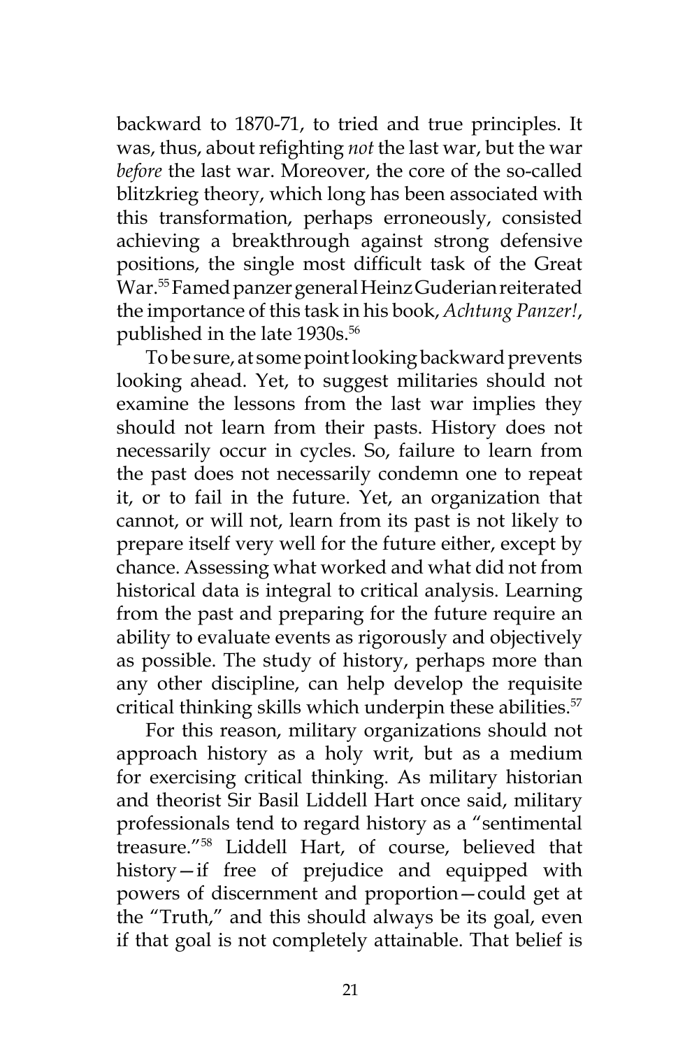backward to 1870-71, to tried and true principles. It was, thus, about refighting *not* the last war, but the war *before* the last war. Moreover, the core of the so-called blitzkrieg theory, which long has been associated with this transformation, perhaps erroneously, consisted achieving a breakthrough against strong defensive positions, the single most difficult task of the Great War.[55] Famed panzer general Heinz Guderian reiterated the importance of this task in his book, *Achtung Panzer!*, published in the late 1930s.[56]

To be sure, at some point looking backward prevents looking ahead. Yet, to suggest militaries should not examine the lessons from the last war implies they should not learn from their pasts. History does not necessarily occur in cycles. So, failure to learn from the past does not necessarily condemn one to repeat it, or to fail in the future. Yet, an organization that cannot, or will not, learn from its past is not likely to prepare itself very well for the future either, except by chance. Assessing what worked and what did not from historical data is integral to critical analysis. Learning from the past and preparing for the future require an ability to evaluate events as rigorously and objectively as possible. The study of history, perhaps more than any other discipline, can help develop the requisite critical thinking skills which underpin these abilities.[57]

For this reason, military organizations should not approach history as a holy writ, but as a medium for exercising critical thinking. As military historian and theorist Sir Basil Liddell Hart once said, military professionals tend to regard history as a "sentimental treasure."[58] Liddell Hart, of course, believed that history—if free of prejudice and equipped with powers of discernment and proportion—could get at the "Truth," and this should always be its goal, even if that goal is not completely attainable. That belief is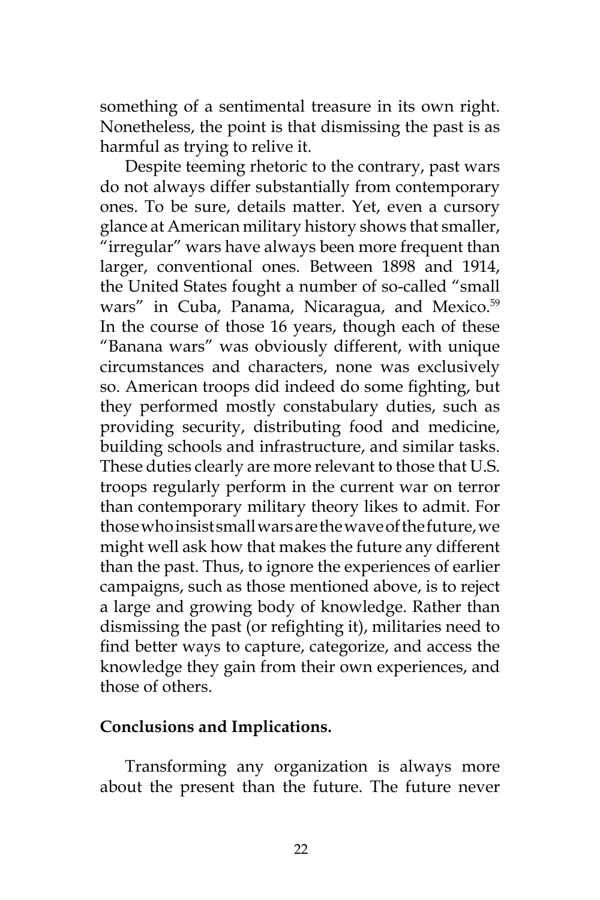something of a sentimental treasure in its own right. Nonetheless, the point is that dismissing the past is as harmful as trying to relive it.

Despite teeming rhetoric to the contrary, past wars do not always differ substantially from contemporary ones. To be sure, details matter. Yet, even a cursory glance at American military history shows that smaller, "irregular" wars have always been more frequent than larger, conventional ones. Between 1898 and 1914, the United States fought a number of so-called "small wars" in Cuba, Panama, Nicaragua, and Mexico.[59] In the course of those 16 years, though each of these "Banana wars" was obviously different, with unique circumstances and characters, none was exclusively so. American troops did indeed do some fighting, but they performed mostly constabulary duties, such as providing security, distributing food and medicine, building schools and infrastructure, and similar tasks. These duties clearly are more relevant to those that U.S. troops regularly perform in the current war on terror than contemporary military theory likes to admit. For those who insist small wars are the wave of the future, we might well ask how that makes the future any different than the past. Thus, to ignore the experiences of earlier campaigns, such as those mentioned above, is to reject a large and growing body of knowledge. Rather than dismissing the past (or refighting it), militaries need to find better ways to capture, categorize, and access the knowledge they gain from their own experiences, and those of others.

**Conclusions and Implications.**

Transforming any organization is always more about the present than the future. The future never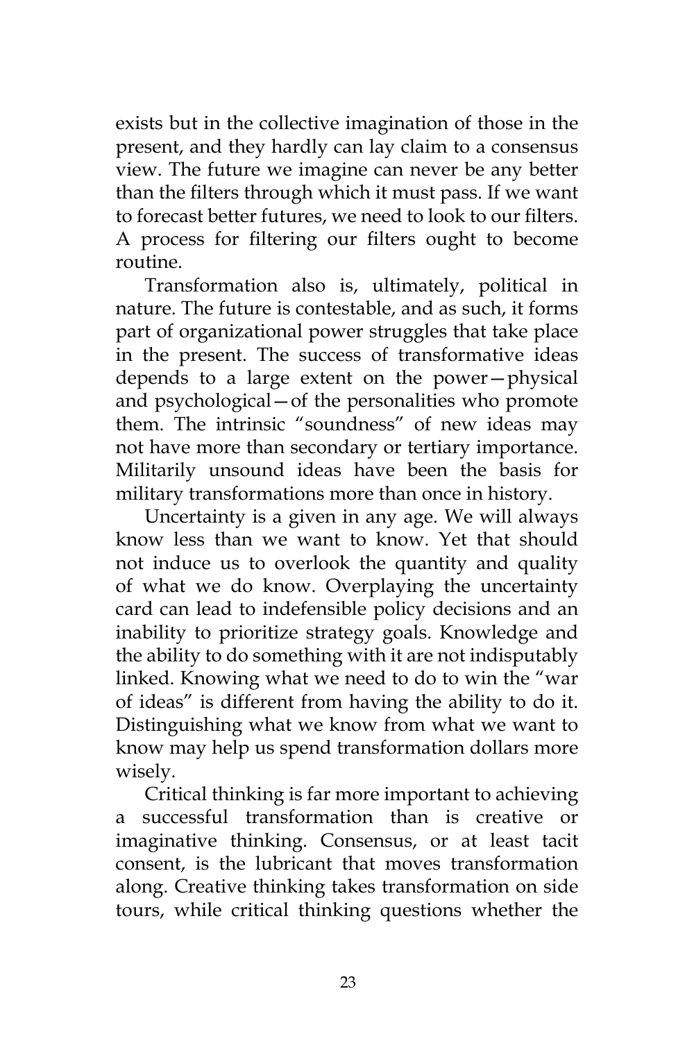exists but in the collective imagination of those in the present, and they hardly can lay claim to a consensus view. The future we imagine can never be any better than the filters through which it must pass. If we want to forecast better futures, we need to look to our filters. A process for filtering our filters ought to become routine.

Transformation also is, ultimately, political in nature. The future is contestable, and as such, it forms part of organizational power struggles that take place in the present. The success of transformative ideas depends to a large extent on the power—physical and psychological—of the personalities who promote them. The intrinsic "soundness" of new ideas may not have more than secondary or tertiary importance. Militarily unsound ideas have been the basis for military transformations more than once in history.

Uncertainty is a given in any age. We will always know less than we want to know. Yet that should not induce us to overlook the quantity and quality of what we do know. Overplaying the uncertainty card can lead to indefensible policy decisions and an inability to prioritize strategy goals. Knowledge and the ability to do something with it are not indisputably linked. Knowing what we need to do to win the "war of ideas" is different from having the ability to do it. Distinguishing what we know from what we want to know may help us spend transformation dollars more wisely.

Critical thinking is far more important to achieving a successful transformation than is creative or imaginative thinking. Consensus, or at least tacit consent, is the lubricant that moves transformation along. Creative thinking takes transformation on side tours, while critical thinking questions whether the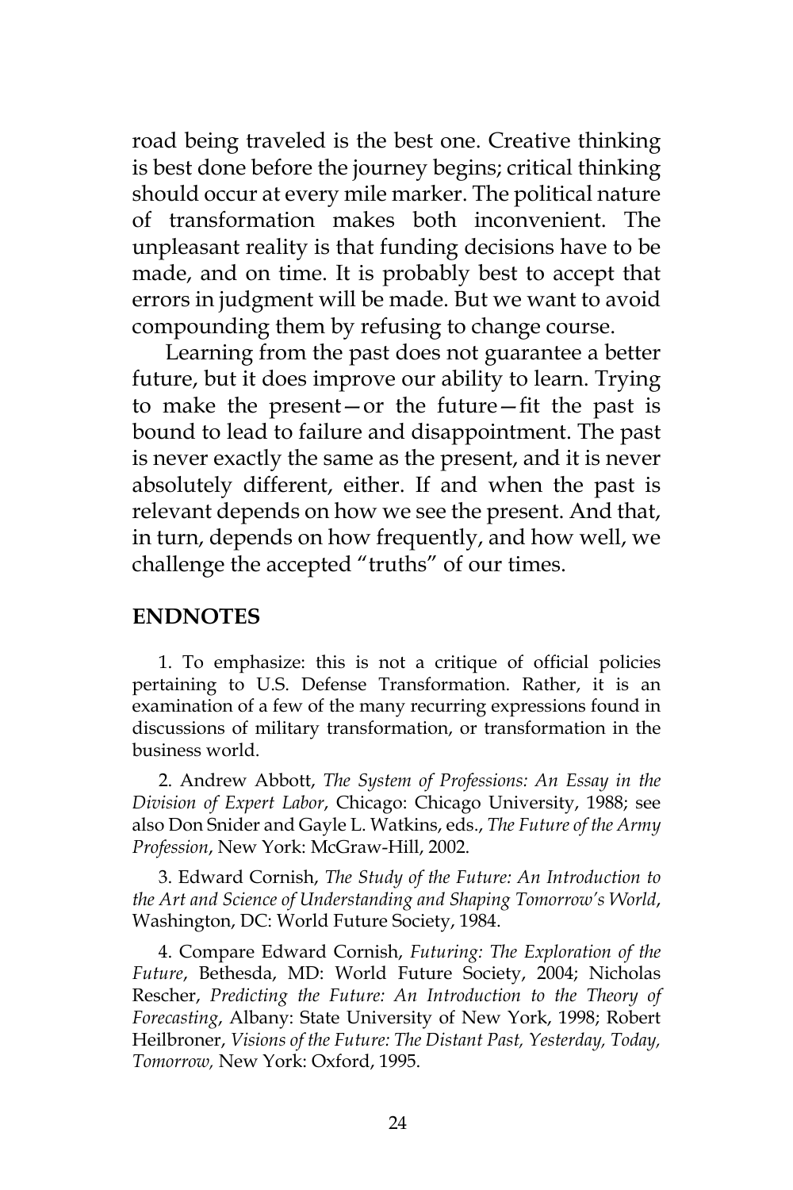road being traveled is the best one. Creative thinking is best done before the journey begins; critical thinking should occur at every mile marker. The political nature of transformation makes both inconvenient. The unpleasant reality is that funding decisions have to be made, and on time. It is probably best to accept that errors in judgment will be made. But we want to avoid compounding them by refusing to change course.

Learning from the past does not guarantee a better future, but it does improve our ability to learn. Trying to make the present—or the future—fit the past is bound to lead to failure and disappointment. The past is never exactly the same as the present, and it is never absolutely different, either. If and when the past is relevant depends on how we see the present. And that, in turn, depends on how frequently, and how well, we challenge the accepted "truths" of our times.

## ENDNOTES

1. To emphasize: this is not a critique of official policies pertaining to U.S. Defense Transformation. Rather, it is an examination of a few of the many recurring expressions found in discussions of military transformation, or transformation in the business world.

2. Andrew Abbott, *The System of Professions: An Essay in the Division of Expert Labor*, Chicago: Chicago University, 1988; see also Don Snider and Gayle L. Watkins, eds., *The Future of the Army Profession*, New York: McGraw-Hill, 2002.

3. Edward Cornish, *The Study of the Future: An Introduction to the Art and Science of Understanding and Shaping Tomorrow's World*, Washington, DC: World Future Society, 1984.

4. Compare Edward Cornish, *Futuring: The Exploration of the Future*, Bethesda, MD: World Future Society, 2004; Nicholas Rescher, *Predicting the Future: An Introduction to the Theory of Forecasting*, Albany: State University of New York, 1998; Robert Heilbroner, *Visions of the Future: The Distant Past, Yesterday, Today, Tomorrow,* New York: Oxford, 1995.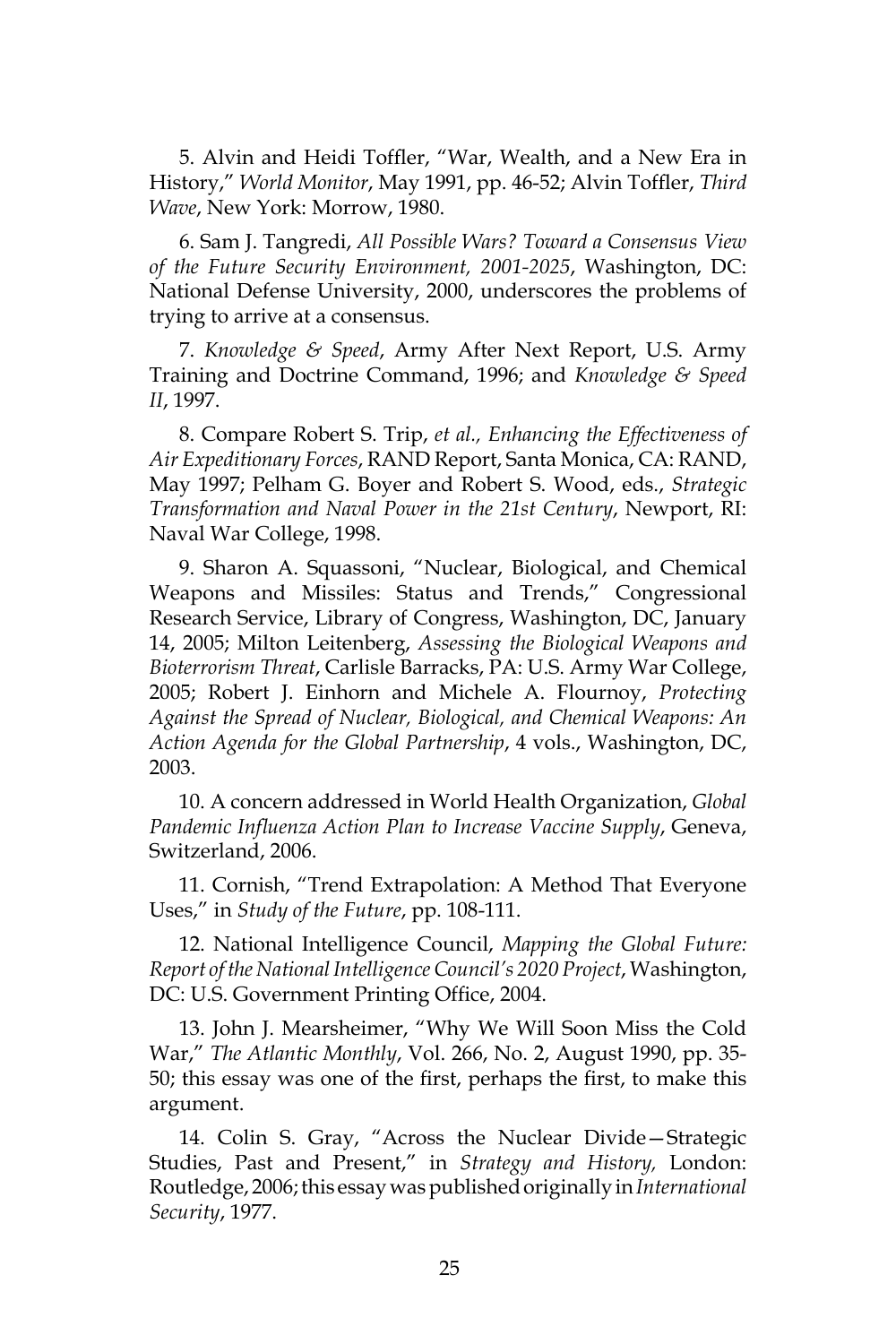5. Alvin and Heidi Toffler, "War, Wealth, and a New Era in History," *World Monitor*, May 1991, pp. 46-52; Alvin Toffler, *Third Wave*, New York: Morrow, 1980.

6. Sam J. Tangredi, *All Possible Wars? Toward a Consensus View of the Future Security Environment, 2001-2025*, Washington, DC: National Defense University, 2000, underscores the problems of trying to arrive at a consensus.

7. *Knowledge & Speed*, Army After Next Report, U.S. Army Training and Doctrine Command, 1996; and *Knowledge & Speed II*, 1997.

8. Compare Robert S. Trip, *et al., Enhancing the Effectiveness of Air Expeditionary Forces*, RAND Report, Santa Monica, CA: RAND, May 1997; Pelham G. Boyer and Robert S. Wood, eds., *Strategic Transformation and Naval Power in the 21st Century*, Newport, RI: Naval War College, 1998.

9. Sharon A. Squassoni, "Nuclear, Biological, and Chemical Weapons and Missiles: Status and Trends," Congressional Research Service, Library of Congress, Washington, DC, January 14, 2005; Milton Leitenberg, *Assessing the Biological Weapons and Bioterrorism Threat*, Carlisle Barracks, PA: U.S. Army War College, 2005; Robert J. Einhorn and Michele A. Flournoy, *Protecting Against the Spread of Nuclear, Biological, and Chemical Weapons: An Action Agenda for the Global Partnership*, 4 vols., Washington, DC, 2003.

10. A concern addressed in World Health Organization, *Global Pandemic Influenza Action Plan to Increase Vaccine Supply*, Geneva, Switzerland, 2006.

11. Cornish, "Trend Extrapolation: A Method That Everyone Uses," in *Study of the Future*, pp. 108-111.

12. National Intelligence Council, *Mapping the Global Future: Report of the National Intelligence Council's 2020 Project*, Washington, DC: U.S. Government Printing Office, 2004.

13. John J. Mearsheimer, "Why We Will Soon Miss the Cold War," *The Atlantic Monthly*, Vol. 266, No. 2, August 1990, pp. 35-50; this essay was one of the first, perhaps the first, to make this argument.

14. Colin S. Gray, "Across the Nuclear Divide—Strategic Studies, Past and Present," in *Strategy and History,* London: Routledge, 2006; this essay was published originally in *International Security*, 1977.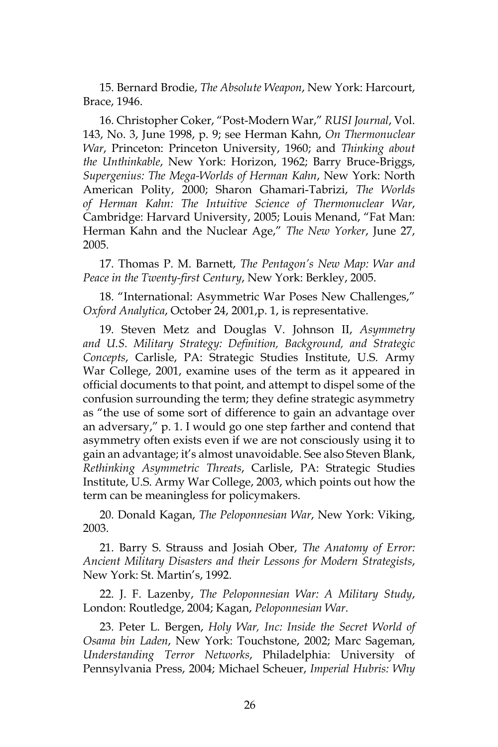15. Bernard Brodie, *The Absolute Weapon*, New York: Harcourt, Brace, 1946.

16. Christopher Coker, "Post-Modern War," *RUSI Journal*, Vol. 143, No. 3, June 1998, p. 9; see Herman Kahn, *On Thermonuclear War*, Princeton: Princeton University, 1960; and *Thinking about the Unthinkable*, New York: Horizon, 1962; Barry Bruce-Briggs, *Supergenius: The Mega-Worlds of Herman Kahn*, New York: North American Polity, 2000; Sharon Ghamari-Tabrizi, *The Worlds of Herman Kahn: The Intuitive Science of Thermonuclear War*, Cambridge: Harvard University, 2005; Louis Menand, "Fat Man: Herman Kahn and the Nuclear Age," *The New Yorker*, June 27, 2005.

17. Thomas P. M. Barnett, *The Pentagon's New Map: War and Peace in the Twenty-first Century*, New York: Berkley, 2005.

18. "International: Asymmetric War Poses New Challenges," *Oxford Analytica*, October 24, 2001,p. 1, is representative.

19. Steven Metz and Douglas V. Johnson II, *Asymmetry and U.S. Military Strategy: Definition, Background, and Strategic Concepts*, Carlisle, PA: Strategic Studies Institute, U.S. Army War College, 2001, examine uses of the term as it appeared in official documents to that point, and attempt to dispel some of the confusion surrounding the term; they define strategic asymmetry as "the use of some sort of difference to gain an advantage over an adversary," p. 1. I would go one step farther and contend that asymmetry often exists even if we are not consciously using it to gain an advantage; it's almost unavoidable. See also Steven Blank, *Rethinking Asymmetric Threats*, Carlisle, PA: Strategic Studies Institute, U.S. Army War College, 2003, which points out how the term can be meaningless for policymakers.

20. Donald Kagan, *The Peloponnesian War*, New York: Viking, 2003.

21. Barry S. Strauss and Josiah Ober, *The Anatomy of Error: Ancient Military Disasters and their Lessons for Modern Strategists*, New York: St. Martin's, 1992.

22. J. F. Lazenby, *The Peloponnesian War: A Military Study*, London: Routledge, 2004; Kagan, *Peloponnesian War*.

23. Peter L. Bergen, *Holy War, Inc: Inside the Secret World of Osama bin Laden*, New York: Touchstone, 2002; Marc Sageman, *Understanding Terror Networks*, Philadelphia: University of Pennsylvania Press, 2004; Michael Scheuer, *Imperial Hubris: Why*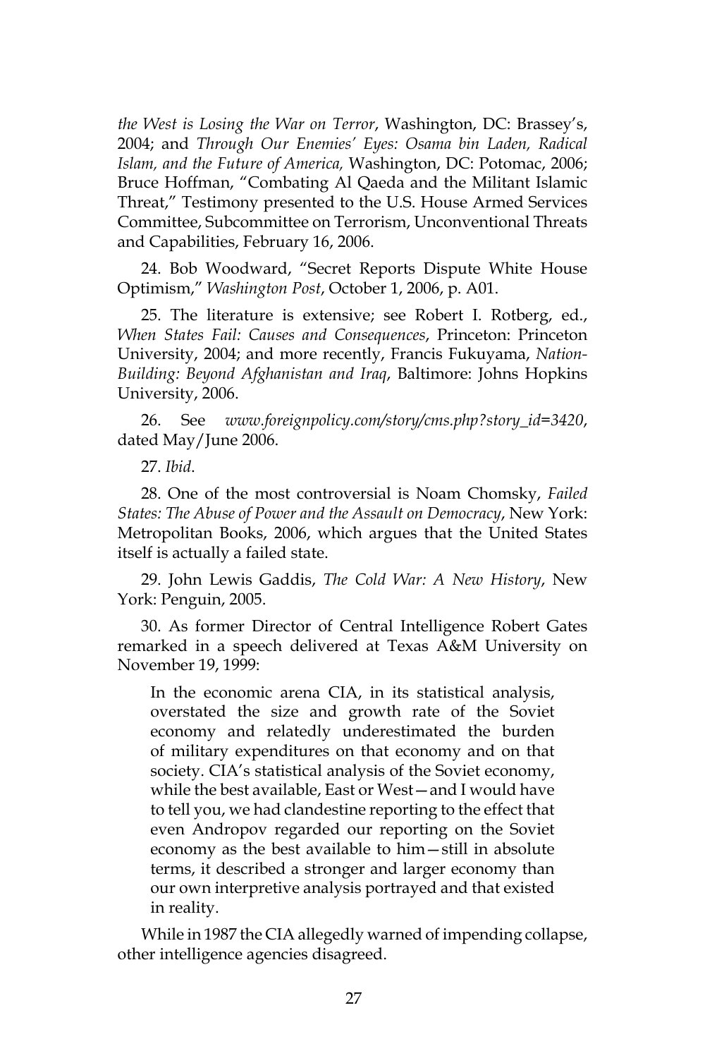*the West is Losing the War on Terror*, Washington, DC: Brassey's, 2004; and *Through Our Enemies' Eyes: Osama bin Laden, Radical Islam, and the Future of America,* Washington, DC: Potomac, 2006; Bruce Hoffman, "Combating Al Qaeda and the Militant Islamic Threat," Testimony presented to the U.S. House Armed Services Committee, Subcommittee on Terrorism, Unconventional Threats and Capabilities, February 16, 2006.

24. Bob Woodward, "Secret Reports Dispute White House Optimism," *Washington Post*, October 1, 2006, p. A01.

25. The literature is extensive; see Robert I. Rotberg, ed., *When States Fail: Causes and Consequences*, Princeton: Princeton University, 2004; and more recently, Francis Fukuyama, *Nation-Building: Beyond Afghanistan and Iraq*, Baltimore: Johns Hopkins University, 2006.

26. See *www.foreignpolicy.com/story/cms.php?story_id=3420*, dated May/June 2006.

27. *Ibid*.

28. One of the most controversial is Noam Chomsky, *Failed States: The Abuse of Power and the Assault on Democracy*, New York: Metropolitan Books, 2006, which argues that the United States itself is actually a failed state.

29. John Lewis Gaddis, *The Cold War: A New History*, New York: Penguin, 2005.

30. As former Director of Central Intelligence Robert Gates remarked in a speech delivered at Texas A&M University on November 19, 1999:

> In the economic arena CIA, in its statistical analysis, overstated the size and growth rate of the Soviet economy and relatedly underestimated the burden of military expenditures on that economy and on that society. CIA's statistical analysis of the Soviet economy, while the best available, East or West—and I would have to tell you, we had clandestine reporting to the effect that even Andropov regarded our reporting on the Soviet economy as the best available to him—still in absolute terms, it described a stronger and larger economy than our own interpretive analysis portrayed and that existed in reality.

While in 1987 the CIA allegedly warned of impending collapse, other intelligence agencies disagreed.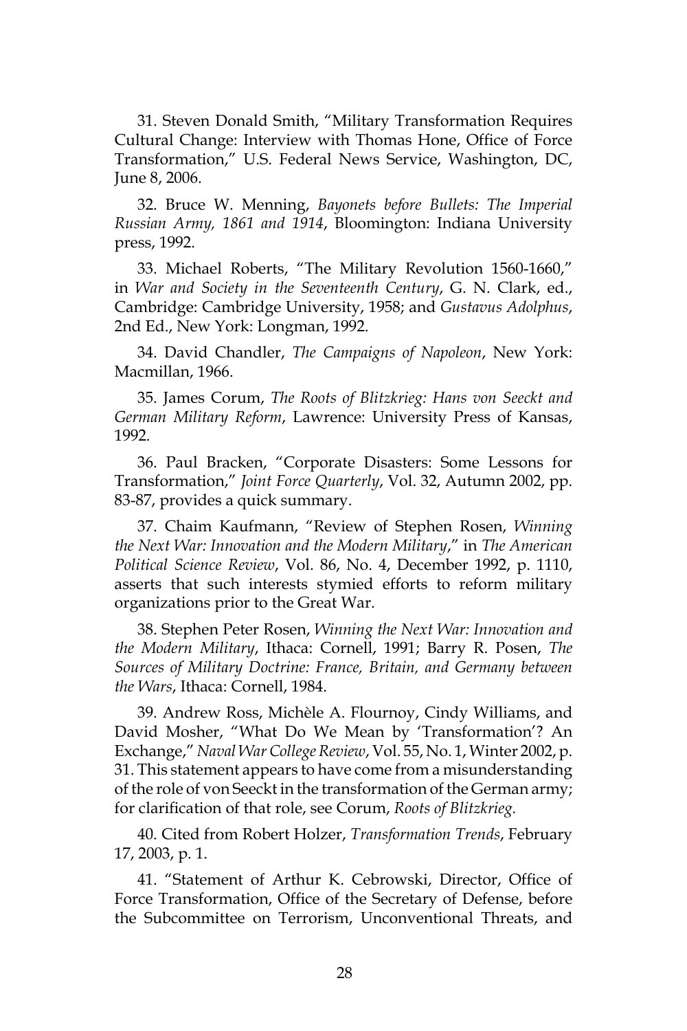31. Steven Donald Smith, "Military Transformation Requires Cultural Change: Interview with Thomas Hone, Office of Force Transformation," U.S. Federal News Service, Washington, DC, June 8, 2006.

32. Bruce W. Menning, *Bayonets before Bullets: The Imperial Russian Army, 1861 and 1914*, Bloomington: Indiana University press, 1992.

33. Michael Roberts, "The Military Revolution 1560-1660," in *War and Society in the Seventeenth Century*, G. N. Clark, ed., Cambridge: Cambridge University, 1958; and *Gustavus Adolphus*, 2nd Ed., New York: Longman, 1992.

34. David Chandler, *The Campaigns of Napoleon*, New York: Macmillan, 1966.

35. James Corum, *The Roots of Blitzkrieg: Hans von Seeckt and German Military Reform*, Lawrence: University Press of Kansas, 1992.

36. Paul Bracken, "Corporate Disasters: Some Lessons for Transformation," *Joint Force Quarterly*, Vol. 32, Autumn 2002, pp. 83-87, provides a quick summary.

37. Chaim Kaufmann, "Review of Stephen Rosen, *Winning the Next War: Innovation and the Modern Military*," in *The American Political Science Review*, Vol. 86, No. 4, December 1992, p. 1110, asserts that such interests stymied efforts to reform military organizations prior to the Great War.

38. Stephen Peter Rosen, *Winning the Next War: Innovation and the Modern Military*, Ithaca: Cornell, 1991; Barry R. Posen, *The Sources of Military Doctrine: France, Britain, and Germany between the Wars*, Ithaca: Cornell, 1984.

39. Andrew Ross, Michèle A. Flournoy, Cindy Williams, and David Mosher, "What Do We Mean by 'Transformation'? An Exchange," *Naval War College Review*, Vol. 55, No. 1, Winter 2002, p. 31. This statement appears to have come from a misunderstanding of the role of von Seeckt in the transformation of the German army; for clarification of that role, see Corum, *Roots of Blitzkrieg.*

40. Cited from Robert Holzer, *Transformation Trends*, February 17, 2003, p. 1.

41. "Statement of Arthur K. Cebrowski, Director, Office of Force Transformation, Office of the Secretary of Defense, before the Subcommittee on Terrorism, Unconventional Threats, and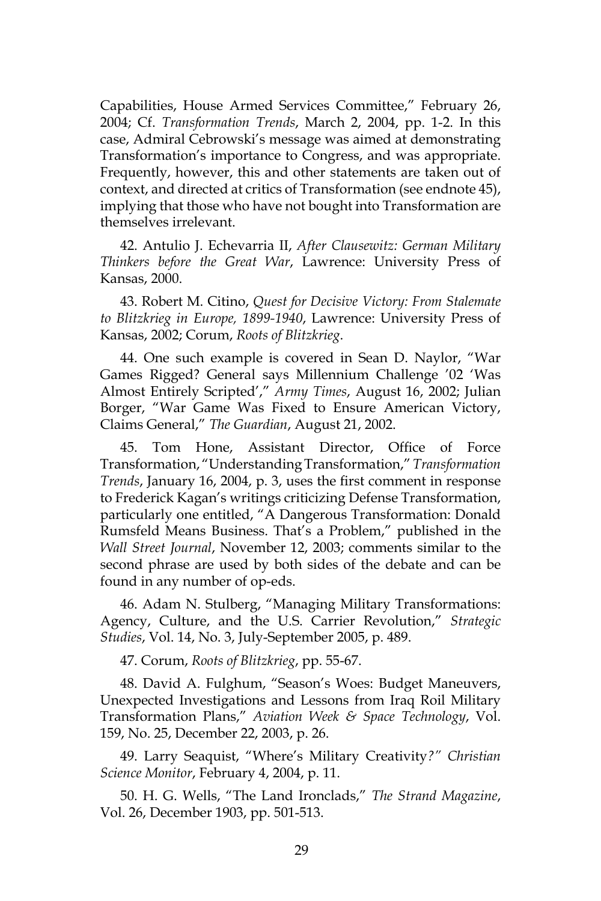Capabilities, House Armed Services Committee," February 26, 2004; Cf. *Transformation Trends*, March 2, 2004, pp. 1-2. In this case, Admiral Cebrowski's message was aimed at demonstrating Transformation's importance to Congress, and was appropriate. Frequently, however, this and other statements are taken out of context, and directed at critics of Transformation (see endnote 45), implying that those who have not bought into Transformation are themselves irrelevant.

42. Antulio J. Echevarria II, *After Clausewitz: German Military Thinkers before the Great War*, Lawrence: University Press of Kansas, 2000.

43. Robert M. Citino, *Quest for Decisive Victory: From Stalemate to Blitzkrieg in Europe, 1899-1940*, Lawrence: University Press of Kansas, 2002; Corum, *Roots of Blitzkrieg*.

44. One such example is covered in Sean D. Naylor, "War Games Rigged? General says Millennium Challenge '02 'Was Almost Entirely Scripted'," *Army Times*, August 16, 2002; Julian Borger, "War Game Was Fixed to Ensure American Victory, Claims General," *The Guardian*, August 21, 2002.

45. Tom Hone, Assistant Director, Office of Force Transformation, "Understanding Transformation," *Transformation Trends*, January 16, 2004, p. 3, uses the first comment in response to Frederick Kagan's writings criticizing Defense Transformation, particularly one entitled, "A Dangerous Transformation: Donald Rumsfeld Means Business. That's a Problem," published in the *Wall Street Journal*, November 12, 2003; comments similar to the second phrase are used by both sides of the debate and can be found in any number of op-eds.

46. Adam N. Stulberg, "Managing Military Transformations: Agency, Culture, and the U.S. Carrier Revolution," *Strategic Studies*, Vol. 14, No. 3, July-September 2005, p. 489.

47. Corum, *Roots of Blitzkrieg*, pp. 55-67.

48. David A. Fulghum, "Season's Woes: Budget Maneuvers, Unexpected Investigations and Lessons from Iraq Roil Military Transformation Plans," *Aviation Week & Space Technology*, Vol. 159, No. 25, December 22, 2003, p. 26.

49. Larry Seaquist, "Where's Military Creativity?" *Christian Science Monitor*, February 4, 2004, p. 11.

50. H. G. Wells, "The Land Ironclads," *The Strand Magazine*, Vol. 26, December 1903, pp. 501-513.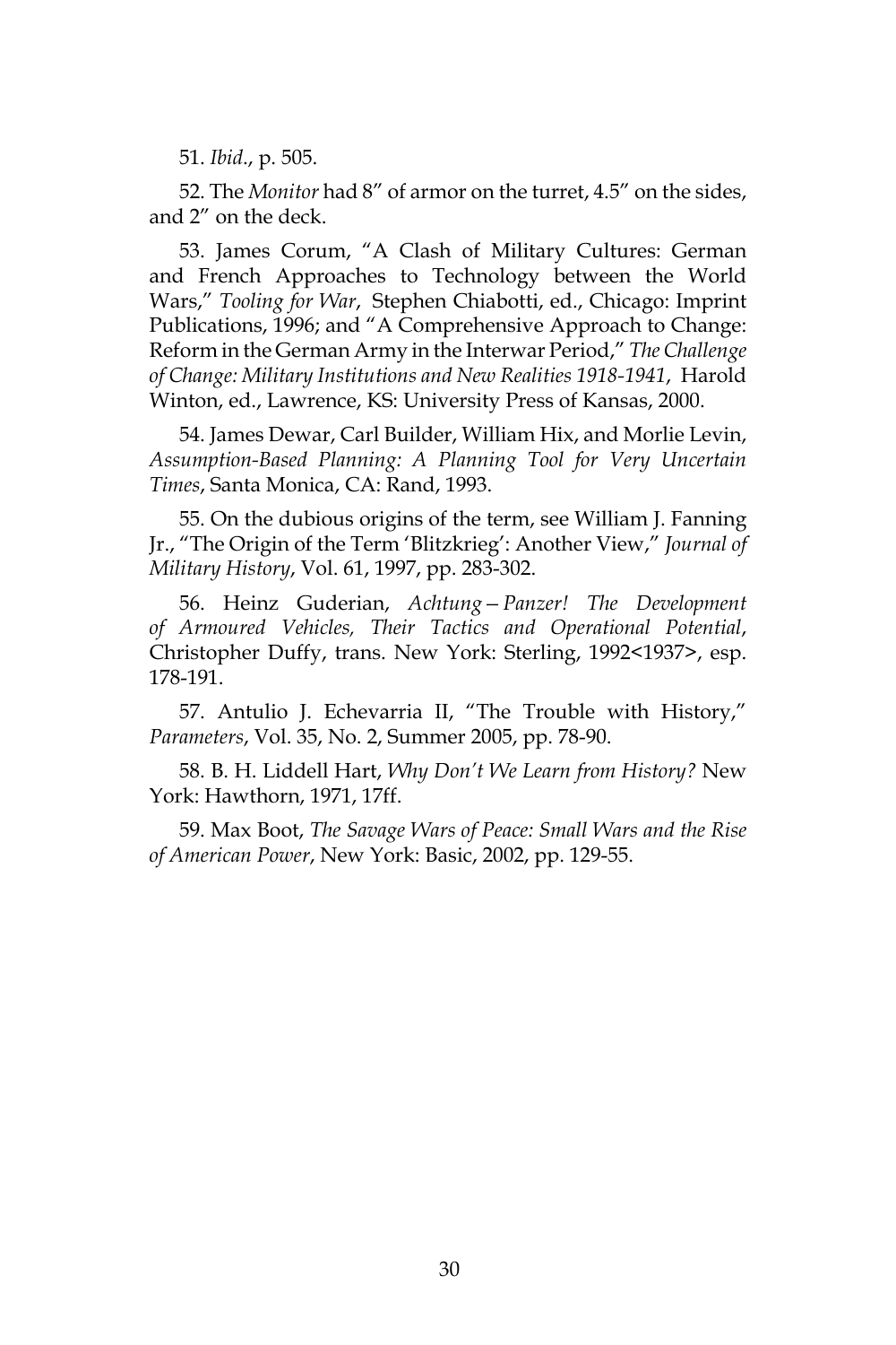51. *Ibid*., p. 505.

52. The *Monitor* had 8" of armor on the turret, 4.5" on the sides, and 2" on the deck.

53. James Corum, "A Clash of Military Cultures: German and French Approaches to Technology between the World Wars," *Tooling for War*, Stephen Chiabotti, ed., Chicago: Imprint Publications, 1996; and "A Comprehensive Approach to Change: Reform in the German Army in the Interwar Period," *The Challenge of Change: Military Institutions and New Realities 1918-1941*, Harold Winton, ed., Lawrence, KS: University Press of Kansas, 2000.

54. James Dewar, Carl Builder, William Hix, and Morlie Levin, *Assumption-Based Planning: A Planning Tool for Very Uncertain Times*, Santa Monica, CA: Rand, 1993.

55. On the dubious origins of the term, see William J. Fanning Jr., "The Origin of the Term 'Blitzkrieg': Another View," *Journal of Military History*, Vol. 61, 1997, pp. 283-302.

56. Heinz Guderian, *Achtung—Panzer! The Development of Armoured Vehicles, Their Tactics and Operational Potential*, Christopher Duffy, trans. New York: Sterling, 1992<1937>, esp. 178-191.

57. Antulio J. Echevarria II, "The Trouble with History," *Parameters*, Vol. 35, No. 2, Summer 2005, pp. 78-90.

58. B. H. Liddell Hart, *Why Don't We Learn from History?* New York: Hawthorn, 1971, 17ff.

59. Max Boot, *The Savage Wars of Peace: Small Wars and the Rise of American Power*, New York: Basic, 2002, pp. 129-55.